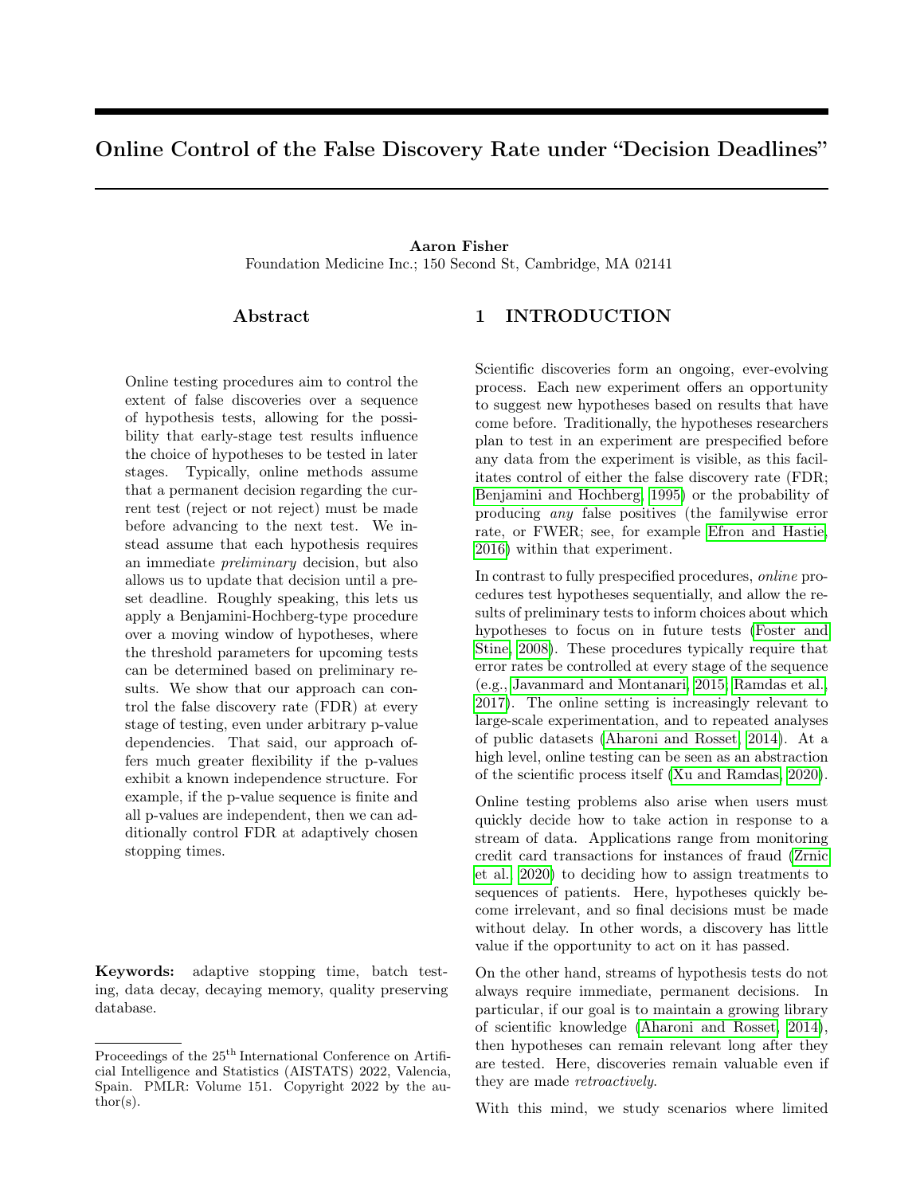# Online Control of the False Discovery Rate under "Decision Deadlines"

**Aaron Fisher**
Foundation Medicine Inc.; 150 Second St, Cambridge, MA 02141

## Abstract

Online testing procedures aim to control the extent of false discoveries over a sequence of hypothesis tests, allowing for the possibility that early-stage test results influence the choice of hypotheses to be tested in later stages. Typically, online methods assume that a permanent decision regarding the current test (reject or not reject) must be made before advancing to the next test. We instead assume that each hypothesis requires an immediate *preliminary* decision, but also allows us to update that decision until a preset deadline. Roughly speaking, this lets us apply a Benjamini-Hochberg-type procedure over a moving window of hypotheses, where the threshold parameters for upcoming tests can be determined based on preliminary results. We show that our approach can control the false discovery rate (FDR) at every stage of testing, even under arbitrary p-value dependencies. That said, our approach offers much greater flexibility if the p-values exhibit a known independence structure. For example, if the p-value sequence is finite and all p-values are independent, then we can additionally control FDR at adaptively chosen stopping times.

**Keywords:** adaptive stopping time, batch testing, data decay, decaying memory, quality preserving database.

Proceedings of the 25[th] International Conference on Artificial Intelligence and Statistics (AISTATS) 2022, Valencia, Spain. PMLR: Volume 151. Copyright 2022 by the author(s).

## 1 INTRODUCTION

Scientific discoveries form an ongoing, ever-evolving process. Each new experiment offers an opportunity to suggest new hypotheses based on results that have come before. Traditionally, the hypotheses researchers plan to test in an experiment are prespecified before any data from the experiment is visible, as this facilitates control of either the false discovery rate (FDR; Benjamini and Hochberg, 1995) or the probability of producing *any* false positives (the familywise error rate, or FWER; see, for example Efron and Hastie, 2016) within that experiment.

In contrast to fully prespecified procedures, *online* procedures test hypotheses sequentially, and allow the results of preliminary tests to inform choices about which hypotheses to focus on in future tests (Foster and Stine, 2008). These procedures typically require that error rates be controlled at every stage of the sequence (e.g., Javanmard and Montanari, 2015; Ramdas et al., 2017). The online setting is increasingly relevant to large-scale experimentation, and to repeated analyses of public datasets (Aharoni and Rosset, 2014). At a high level, online testing can be seen as an abstraction of the scientific process itself (Xu and Ramdas, 2020).

Online testing problems also arise when users must quickly decide how to take action in response to a stream of data. Applications range from monitoring credit card transactions for instances of fraud (Zrnic et al., 2020) to deciding how to assign treatments to sequences of patients. Here, hypotheses quickly become irrelevant, and so final decisions must be made without delay. In other words, a discovery has little value if the opportunity to act on it has passed.

On the other hand, streams of hypothesis tests do not always require immediate, permanent decisions. In particular, if our goal is to maintain a growing library of scientific knowledge (Aharoni and Rosset, 2014), then hypotheses can remain relevant long after they are tested. Here, discoveries remain valuable even if they are made *retroactively*.

With this mind, we study scenarios where limited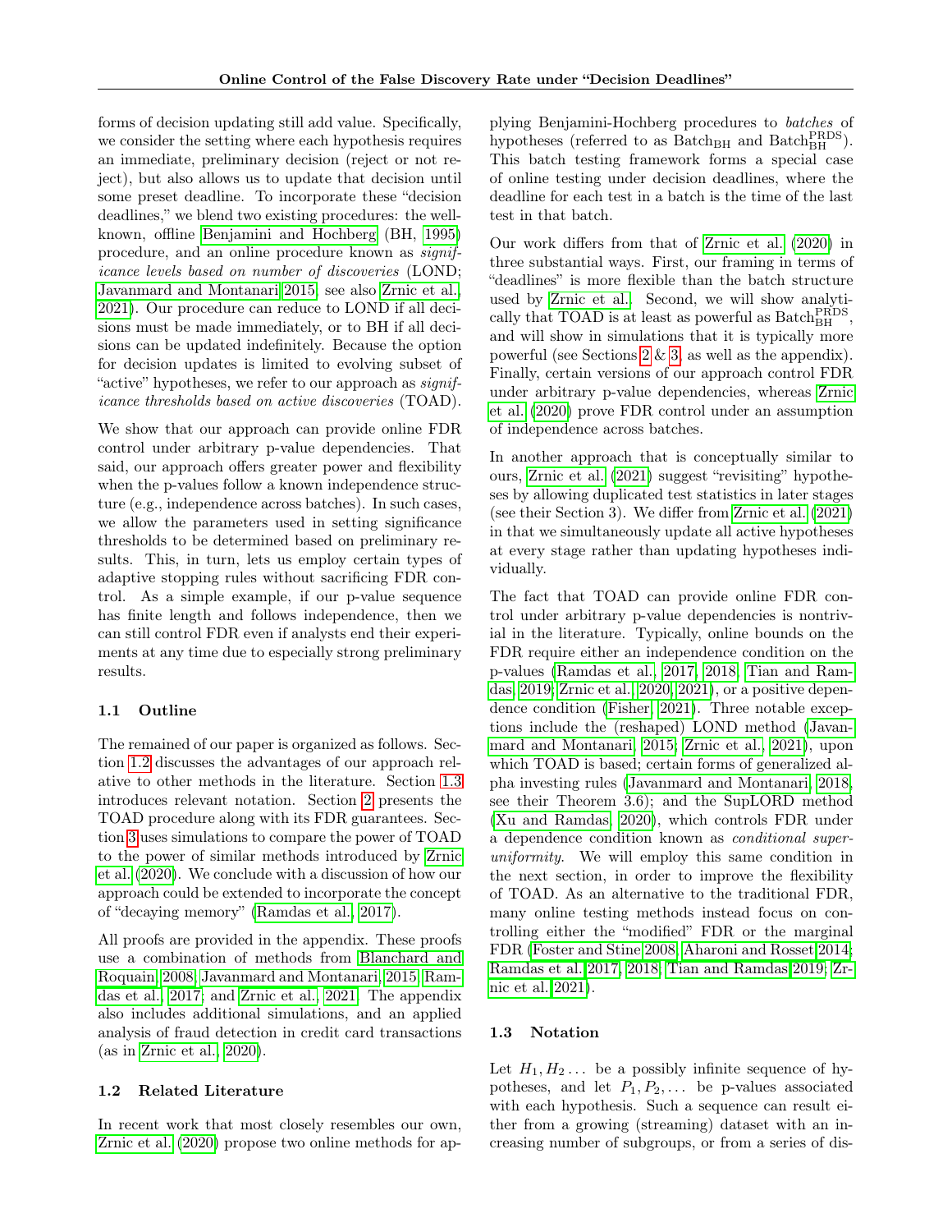forms of decision updating still add value. Specifically, we consider the setting where each hypothesis requires an immediate, preliminary decision (reject or not reject), but also allows us to update that decision until some preset deadline. To incorporate these "decision deadlines," we blend two existing procedures: the well-known, offline Benjamini and Hochberg (BH, 1995) procedure, and an online procedure known as *significance levels based on number of discoveries* (LOND; Javanmard and Montanari 2015; see also Zrnic et al., 2021). Our procedure can reduce to LOND if all decisions must be made immediately, or to BH if all decisions can be updated indefinitely. Because the option for decision updates is limited to evolving subset of "active" hypotheses, we refer to our approach as *significance thresholds based on active discoveries* (TOAD).

We show that our approach can provide online FDR control under arbitrary p-value dependencies. That said, our approach offers greater power and flexibility when the p-values follow a known independence structure (e.g., independence across batches). In such cases, we allow the parameters used in setting significance thresholds to be determined based on preliminary results. This, in turn, lets us employ certain types of adaptive stopping rules without sacrificing FDR control. As a simple example, if our p-value sequence has finite length and follows independence, then we can still control FDR even if analysts end their experiments at any time due to especially strong preliminary results.

### 1.1 Outline

The remained of our paper is organized as follows. Section 1.2 discusses the advantages of our approach relative to other methods in the literature. Section 1.3 introduces relevant notation. Section 2 presents the TOAD procedure along with its FDR guarantees. Section 3 uses simulations to compare the power of TOAD to the power of similar methods introduced by Zrnic et al. (2020). We conclude with a discussion of how our approach could be extended to incorporate the concept of "decaying memory" (Ramdas et al., 2017).

All proofs are provided in the appendix. These proofs use a combination of methods from Blanchard and Roquain, 2008; Javanmard and Montanari, 2015; Ramdas et al., 2017; and Zrnic et al., 2021. The appendix also includes additional simulations, and an applied analysis of fraud detection in credit card transactions (as in Zrnic et al., 2020).

### 1.2 Related Literature

In recent work that most closely resembles our own, Zrnic et al. (2020) propose two online methods for applying Benjamini-Hochberg procedures to *batches* of hypotheses (referred to as $\text{Batch}_{\text{BH}}$ and $\text{Batch}_{\text{BH}}^{\text{PRDS}}$). This batch testing framework forms a special case of online testing under decision deadlines, where the deadline for each test in a batch is the time of the last test in that batch.

Our work differs from that of Zrnic et al. (2020) in three substantial ways. First, our framing in terms of "deadlines" is more flexible than the batch structure used by Zrnic et al.. Second, we will show analytically that TOAD is at least as powerful as $\text{Batch}_{\text{BH}}^{\text{PRDS}}$, and will show in simulations that it is typically more powerful (see Sections 2 & 3, as well as the appendix). Finally, certain versions of our approach control FDR under arbitrary p-value dependencies, whereas Zrnic et al. (2020) prove FDR control under an assumption of independence across batches.

In another approach that is conceptually similar to ours, Zrnic et al. (2021) suggest "revisiting" hypotheses by allowing duplicated test statistics in later stages (see their Section 3). We differ from Zrnic et al. (2021) in that we simultaneously update all active hypotheses at every stage rather than updating hypotheses individually.

The fact that TOAD can provide online FDR control under arbitrary p-value dependencies is nontrivial in the literature. Typically, online bounds on the FDR require either an independence condition on the p-values (Ramdas et al., 2017, 2018; Tian and Ramdas, 2019; Zrnic et al., 2020, 2021), or a positive dependence condition (Fisher, 2021). Three notable exceptions include the (reshaped) LOND method (Javanmard and Montanari, 2015; Zrnic et al., 2021), upon which TOAD is based; certain forms of generalized alpha investing rules (Javanmard and Montanari, 2018, see their Theorem 3.6); and the SupLORD method (Xu and Ramdas, 2020), which controls FDR under a dependence condition known as *conditional superuniformity*. We will employ this same condition in the next section, in order to improve the flexibility of TOAD. As an alternative to the traditional FDR, many online testing methods instead focus on controlling either the "modified" FDR or the marginal FDR (Foster and Stine 2008; Aharoni and Rosset 2014; Ramdas et al. 2017, 2018; Tian and Ramdas 2019; Zrnic et al. 2021).

### 1.3 Notation

Let $H_1, H_2 \ldots$ be a possibly infinite sequence of hypotheses, and let $P_1, P_2, \ldots$ be p-values associated with each hypothesis. Such a sequence can result either from a growing (streaming) dataset with an increasing number of subgroups, or from a series of dis-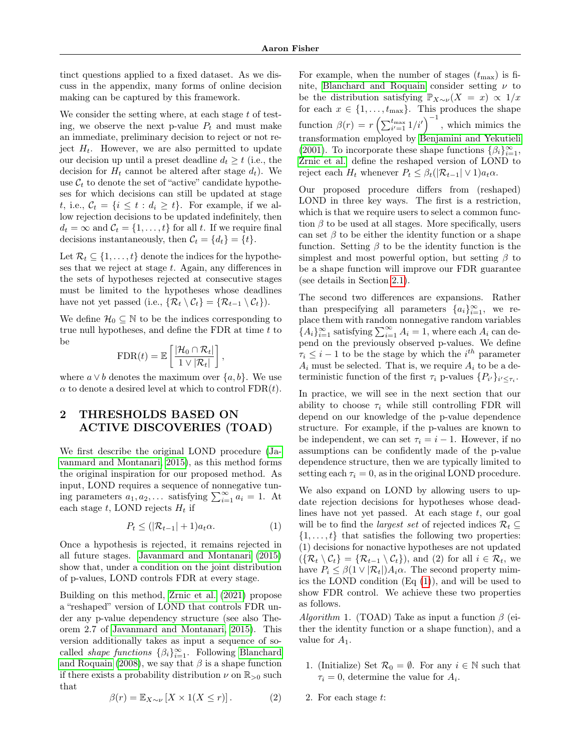tinct questions applied to a fixed dataset. As we discuss in the appendix, many forms of online decision making can be captured by this framework.

We consider the setting where, at each stage $t$ of testing, we observe the next p-value $P_t$ and must make an immediate, preliminary decision to reject or not reject $H_t$. However, we are also permitted to update our decision up until a preset deadline $d_t \geq t$ (i.e., the decision for $H_t$ cannot be altered after stage $d_t$). We use $\mathcal{C}_t$ to denote the set of "active" candidate hypotheses for which decisions can still be updated at stage $t$, i.e., $\mathcal{C}_t = \{i \leq t : d_i \geq t\}$. For example, if we allow rejection decisions to be updated indefinitely, then $d_t = \infty$ and $\mathcal{C}_t = \{1, \ldots, t\}$ for all $t$. If we require final decisions instantaneously, then $\mathcal{C}_t = \{d_t\} = \{t\}$.

Let $\mathcal{R}_t \subseteq \{1, \ldots, t\}$ denote the indices for the hypotheses that we reject at stage $t$. Again, any differences in the sets of hypotheses rejected at consecutive stages must be limited to the hypotheses whose deadlines have not yet passed (i.e., $\{\mathcal{R}_t \setminus \mathcal{C}_t\} = \{\mathcal{R}_{t-1} \setminus \mathcal{C}_t\}$).

We define $\mathcal{H}_0 \subseteq \mathbb{N}$ to be the indices corresponding to true null hypotheses, and define the FDR at time $t$ to be

$$\text{FDR}(t) = \mathbb{E}\left[\frac{|\mathcal{H}_0 \cap \mathcal{R}_t|}{1 \vee |\mathcal{R}_t|}\right],$$

where $a \vee b$ denotes the maximum over $\{a, b\}$. We use $\alpha$ to denote a desired level at which to control $\text{FDR}(t)$.

## 2 THRESHOLDS BASED ON ACTIVE DISCOVERIES (TOAD)

We first describe the original LOND procedure (Javanmard and Montanari, 2015), as this method forms the original inspiration for our proposed method. As input, LOND requires a sequence of nonnegative tuning parameters $a_1, a_2, \ldots$ satisfying $\sum_{i=1}^{\infty} a_i = 1$. At each stage $t$, LOND rejects $H_t$ if

$$P_t \leq (|\mathcal{R}_{t-1}| + 1)a_t\alpha. \tag{1}$$

Once a hypothesis is rejected, it remains rejected in all future stages. Javanmard and Montanari (2015) show that, under a condition on the joint distribution of p-values, LOND controls FDR at every stage.

Building on this method, Zrnic et al. (2021) propose a "reshaped" version of LOND that controls FDR under any p-value dependency structure (see also Theorem 2.7 of Javanmard and Montanari, 2015). This version additionally takes as input a sequence of so-called *shape functions* $\{\beta_i\}_{i=1}^{\infty}$. Following Blanchard and Roquain (2008), we say that $\beta$ is a shape function if there exists a probability distribution $\nu$ on $\mathbb{R}_{>0}$ such that

$$\beta(r) = \mathbb{E}_{X \sim \nu}\left[X \times 1(X \leq r)\right]. \tag{2}$$

For example, when the number of stages ($t_{\max}$) is finite, Blanchard and Roquain consider setting $\nu$ to be the distribution satisfying $\mathbb{P}_{X \sim \nu}(X = x) \propto 1/x$ for each $x \in \{1, \ldots, t_{\max}\}$. This produces the shape function $\beta(r) = r\left(\sum_{i'=1}^{t_{\max}} 1/i'\right)^{-1}$, which mimics the transformation employed by Benjamini and Yekutieli (2001). To incorporate these shape functions $\{\beta_i\}_{i=1}^{\infty}$, Zrnic et al. define the reshaped version of LOND to reject each $H_t$ whenever $P_t \leq \beta_t(|\mathcal{R}_{t-1}| \vee 1)a_t\alpha$.

Our proposed procedure differs from (reshaped) LOND in three key ways. The first is a restriction, which is that we require users to select a common function $\beta$ to be used at all stages. More specifically, users can set $\beta$ to be either the identity function or a shape function. Setting $\beta$ to be the identity function is the simplest and most powerful option, but setting $\beta$ to be a shape function will improve our FDR guarantee (see details in Section 2.1).

The second two differences are expansions. Rather than prespecifying all parameters $\{a_i\}_{i=1}^{\infty}$, we replace them with random nonnegative random variables $\{A_i\}_{i=1}^{\infty}$ satisfying $\sum_{i=1}^{\infty} A_i = 1$, where each $A_i$ can depend on the previously observed p-values. We define $\tau_i \leq i - 1$ to be the stage by which the $i^{th}$ parameter $A_i$ must be selected. That is, we require $A_i$ to be a deterministic function of the first $\tau_i$ p-values $\{P_{i'}\}_{i' \leq \tau_i}$.

In practice, we will see in the next section that our ability to choose $\tau_i$ while still controlling FDR will depend on our knowledge of the p-value dependence structure. For example, if the p-values are known to be independent, we can set $\tau_i = i - 1$. However, if no assumptions can be confidently made of the p-value dependence structure, then we are typically limited to setting each $\tau_i = 0$, as in the original LOND procedure.

We also expand on LOND by allowing users to update rejection decisions for hypotheses whose deadlines have not yet passed. At each stage $t$, our goal will be to find the *largest set* of rejected indices $\mathcal{R}_t \subseteq \{1, \ldots, t\}$ that satisfies the following two properties: (1) decisions for nonactive hypotheses are not updated ($\{\mathcal{R}_t \setminus \mathcal{C}_t\} = \{\mathcal{R}_{t-1} \setminus \mathcal{C}_t\}$), and (2) for all $i \in \mathcal{R}_t$, we have $P_i \leq \beta(1 \vee |\mathcal{R}_t|)A_i\alpha$. The second property mimics the LOND condition (Eq (1)), and will be used to show FDR control. We achieve these two properties as follows.

*Algorithm* 1. (TOAD) Take as input a function $\beta$ (either the identity function or a shape function), and a value for $A_1$.

1. (Initialize) Set $\mathcal{R}_0 = \emptyset$. For any $i \in \mathbb{N}$ such that $\tau_i = 0$, determine the value for $A_i$.

2. For each stage $t$: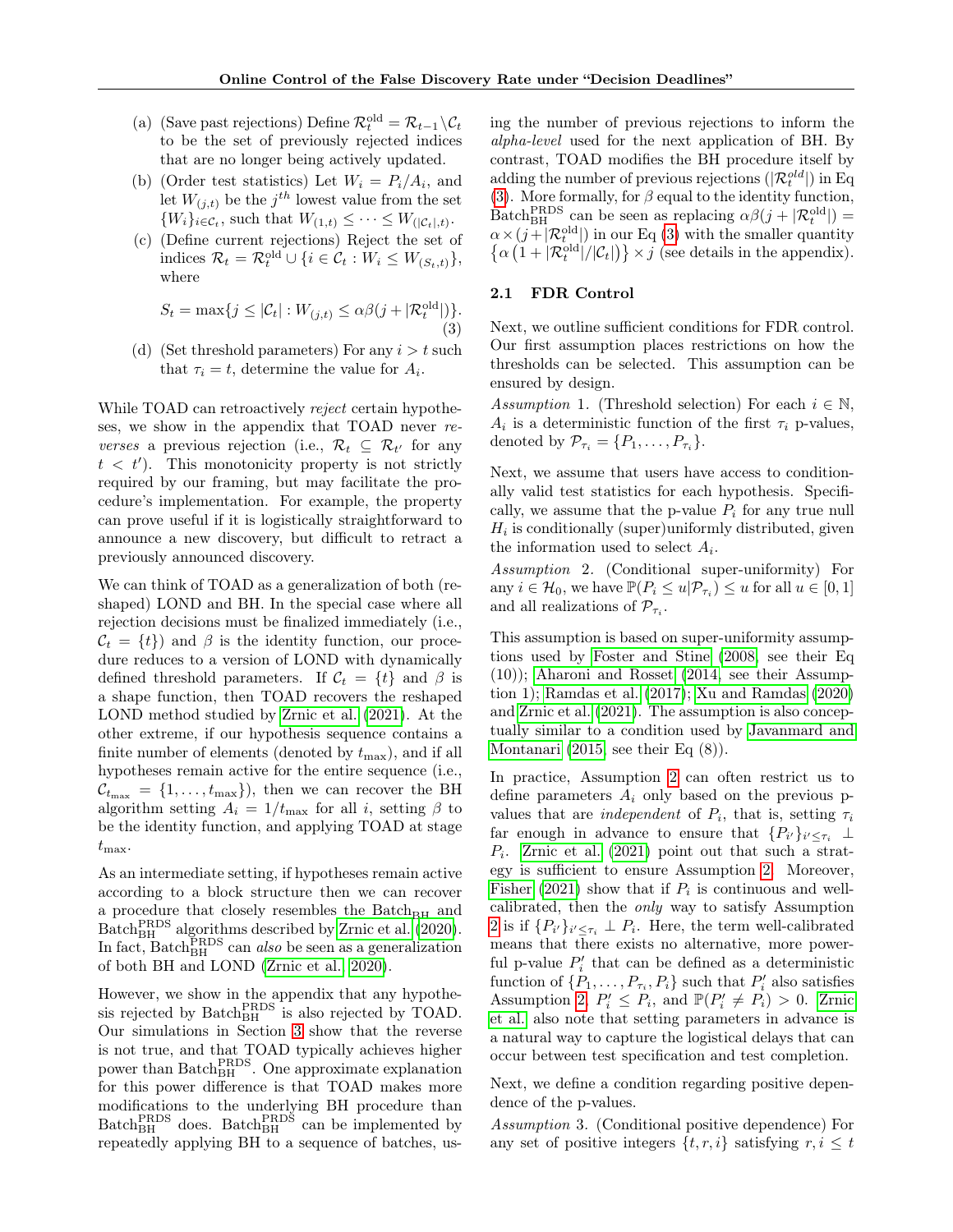(a) (Save past rejections) Define $\mathcal{R}_t^{\text{old}} = \mathcal{R}_{t-1} \backslash \mathcal{C}_t$ to be the set of previously rejected indices that are no longer being actively updated.

(b) (Order test statistics) Let $W_i = P_i / A_i$, and let $W_{(j,t)}$ be the $j^{th}$ lowest value from the set $\{W_i\}_{i \in \mathcal{C}_t}$, such that $W_{(1,t)} \leq \dots \leq W_{(|\mathcal{C}_t|,t)}$.

(c) (Define current rejections) Reject the set of indices $\mathcal{R}_t = \mathcal{R}_t^{\text{old}} \cup \{i \in \mathcal{C}_t : W_i \leq W_{(S_t,t)}\}$, where

$$S_t = \max\{j \leq |\mathcal{C}_t| : W_{(j,t)} \leq \alpha\beta(j + |\mathcal{R}_t^{\text{old}}|)\}. \tag{3}$$

(d) (Set threshold parameters) For any $i > t$ such that $\tau_i = t$, determine the value for $A_i$.

While TOAD can retroactively *reject* certain hypotheses, we show in the appendix that TOAD never *reverses* a previous rejection (i.e., $\mathcal{R}_t \subseteq \mathcal{R}_{t'}$ for any $t < t'$). This monotonicity property is not strictly required by our framing, but may facilitate the procedure's implementation. For example, the property can prove useful if it is logistically straightforward to announce a new discovery, but difficult to retract a previously announced discovery.

We can think of TOAD as a generalization of both (reshaped) LOND and BH. In the special case where all rejection decisions must be finalized immediately (i.e., $\mathcal{C}_t = \{t\}$) and $\beta$ is the identity function, our procedure reduces to a version of LOND with dynamically defined threshold parameters. If $\mathcal{C}_t = \{t\}$ and $\beta$ is a shape function, then TOAD recovers the reshaped LOND method studied by Zrnic et al. (2021). At the other extreme, if our hypothesis sequence contains a finite number of elements (denoted by $t_{\max}$), and if all hypotheses remain active for the entire sequence (i.e., $\mathcal{C}_{t_{\max}} = \{1, \dots, t_{\max}\}$), then we can recover the BH algorithm setting $A_i = 1/t_{\max}$ for all $i$, setting $\beta$ to be the identity function, and applying TOAD at stage $t_{\max}$.

As an intermediate setting, if hypotheses remain active according to a block structure then we can recover a procedure that closely resembles the $\text{Batch}_{\text{BH}}$ and $\text{Batch}_{\text{BH}}^{\text{PRDS}}$ algorithms described by Zrnic et al. (2020). In fact, $\text{Batch}_{\text{BH}}^{\text{PRDS}}$ can *also* be seen as a generalization of both BH and LOND (Zrnic et al., 2020).

However, we show in the appendix that any hypothesis rejected by $\text{Batch}_{\text{BH}}^{\text{PRDS}}$ is also rejected by TOAD. Our simulations in Section 3 show that the reverse is not true, and that TOAD typically achieves higher power than $\text{Batch}_{\text{BH}}^{\text{PRDS}}$. One approximate explanation for this power difference is that TOAD makes more modifications to the underlying BH procedure than $\text{Batch}_{\text{BH}}^{\text{PRDS}}$ does. $\text{Batch}_{\text{BH}}^{\text{PRDS}}$ can be implemented by repeatedly applying BH to a sequence of batches, using the number of previous rejections to inform the *alpha-level* used for the next application of BH. By contrast, TOAD modifies the BH procedure itself by adding the number of previous rejections ($|\mathcal{R}_t^{old}|$) in Eq (3). More formally, for $\beta$ equal to the identity function, $\text{Batch}_{\text{BH}}^{\text{PRDS}}$ can be seen as replacing $\alpha\beta(j + |\mathcal{R}_t^{\text{old}}|) = \alpha \times (j + |\mathcal{R}_t^{\text{old}}|)$ in our Eq (3) with the smaller quantity $\left\{\alpha\left(1 + |\mathcal{R}_t^{\text{old}}|/|\mathcal{C}_t|\right)\right\} \times j$ (see details in the appendix).

## 2.1 FDR Control

Next, we outline sufficient conditions for FDR control. Our first assumption places restrictions on how the thresholds can be selected. This assumption can be ensured by design.

*Assumption* 1. (Threshold selection) For each $i \in \mathbb{N}$, $A_i$ is a deterministic function of the first $\tau_i$ p-values, denoted by $\mathcal{P}_{\tau_i} = \{P_1, \dots, P_{\tau_i}\}$.

Next, we assume that users have access to conditionally valid test statistics for each hypothesis. Specifically, we assume that the p-value $P_i$ for any true null $H_i$ is conditionally (super)uniformly distributed, given the information used to select $A_i$.

*Assumption* 2. (Conditional super-uniformity) For any $i \in \mathcal{H}_0$, we have $\mathbb{P}(P_i \leq u | \mathcal{P}_{\tau_i}) \leq u$ for all $u \in [0, 1]$ and all realizations of $\mathcal{P}_{\tau_i}$.

This assumption is based on super-uniformity assumptions used by Foster and Stine (2008, see their Eq (10)); Aharoni and Rosset (2014, see their Assumption 1); Ramdas et al. (2017); Xu and Ramdas (2020) and Zrnic et al. (2021). The assumption is also conceptually similar to a condition used by Javanmard and Montanari (2015, see their Eq (8)).

In practice, Assumption 2 can often restrict us to define parameters $A_i$ only based on the previous p-values that are *independent* of $P_i$, that is, setting $\tau_i$ far enough in advance to ensure that $\{P_{i'}\}_{i' \leq \tau_i} \perp P_i$. Zrnic et al. (2021) point out that such a strategy is sufficient to ensure Assumption 2. Moreover, Fisher (2021) show that if $P_i$ is continuous and well-calibrated, then the *only* way to satisfy Assumption 2 is if $\{P_{i'}\}_{i' \leq \tau_i} \perp P_i$. Here, the term well-calibrated means that there exists no alternative, more powerful p-value $P_i'$ that can be defined as a deterministic function of $\{P_1, \dots, P_{\tau_i}, P_i\}$ such that $P_i'$ also satisfies Assumption 2, $P_i' \leq P_i$, and $\mathbb{P}(P_i' \neq P_i) > 0$. Zrnic et al. also note that setting parameters in advance is a natural way to capture the logistical delays that can occur between test specification and test completion.

Next, we define a condition regarding positive dependence of the p-values.

*Assumption* 3. (Conditional positive dependence) For any set of positive integers $\{t, r, i\}$ satisfying $r, i \leq t$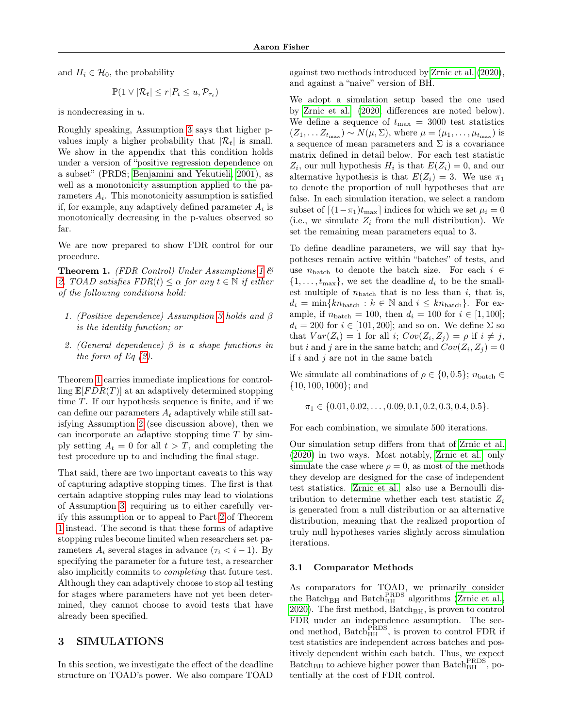and $H_i \in \mathcal{H}_0$, the probability

$$\mathbb{P}(1 \vee |\mathcal{R}_t| \leq r | P_i \leq u, \mathcal{P}_{\tau_i})$$

is nondecreasing in $u$.

Roughly speaking, Assumption 3 says that higher p-values imply a higher probability that $|\mathcal{R}_t|$ is small. We show in the appendix that this condition holds under a version of "positive regression dependence on a subset" (PRDS; Benjamini and Yekutieli, 2001), as well as a monotonicity assumption applied to the parameters $A_i$. This monotonicity assumption is satisfied if, for example, any adaptively defined parameter $A_i$ is monotonically decreasing in the p-values observed so far.

We are now prepared to show FDR control for our procedure.

**Theorem 1.** *(FDR Control) Under Assumptions 1 & 2, TOAD satisfies $FDR(t) \leq \alpha$ for any $t \in \mathbb{N}$ if either of the following conditions hold:*

1. *(Positive dependence) Assumption 3 holds and $\beta$ is the identity function; or*
2. *(General dependence) $\beta$ is a shape functions in the form of Eq (2).*

Theorem 1 carries immediate implications for controlling $\mathbb{E}[FDR(T)]$ at an adaptively determined stopping time $T$. If our hypothesis sequence is finite, and if we can define our parameters $A_t$ adaptively while still satisfying Assumption 2 (see discussion above), then we can incorporate an adaptive stopping time $T$ by simply setting $A_t = 0$ for all $t > T$, and completing the test procedure up to and including the final stage.

That said, there are two important caveats to this way of capturing adaptive stopping times. The first is that certain adaptive stopping rules may lead to violations of Assumption 3, requiring us to either carefully verify this assumption or to appeal to Part 2 of Theorem 1 instead. The second is that these forms of adaptive stopping rules become limited when researchers set parameters $A_i$ several stages in advance ($\tau_i < i - 1$). By specifying the parameter for a future test, a researcher also implicitly commits to *completing* that future test. Although they can adaptively choose to stop all testing for stages where parameters have not yet been determined, they cannot choose to avoid tests that have already been specified.

# 3 SIMULATIONS

In this section, we investigate the effect of the deadline structure on TOAD's power. We also compare TOAD against two methods introduced by Zrnic et al. (2020), and against a "naive" version of BH.

We adopt a simulation setup based the one used by Zrnic et al. (2020, differences are noted below). We define a sequence of $t_{\max} = 3000$ test statistics $(Z_1, \ldots Z_{t_{\max}}) \sim N(\mu, \Sigma)$, where $\mu = (\mu_1, \ldots, \mu_{t_{\max}})$ is a sequence of mean parameters and $\Sigma$ is a covariance matrix defined in detail below. For each test statistic $Z_i$, our null hypothesis $H_i$ is that $E(Z_i) = 0$, and our alternative hypothesis is that $E(Z_i) = 3$. We use $\pi_1$ to denote the proportion of null hypotheses that are false. In each simulation iteration, we select a random subset of $\lceil (1-\pi_1)t_{\max} \rceil$ indices for which we set $\mu_i = 0$ (i.e., we simulate $Z_i$ from the null distribution). We set the remaining mean parameters equal to 3.

To define deadline parameters, we will say that hypotheses remain active within "batches" of tests, and use $n_{\text{batch}}$ to denote the batch size. For each $i \in \{1, \ldots, t_{\max}\}$, we set the deadline $d_i$ to be the smallest multiple of $n_{\text{batch}}$ that is no less than $i$, that is, $d_i = \min\{kn_{\text{batch}} : k \in \mathbb{N} \text{ and } i \leq kn_{\text{batch}}\}$. For example, if $n_{\text{batch}} = 100$, then $d_i = 100$ for $i \in [1, 100]$; $d_i = 200$ for $i \in [101, 200]$; and so on. We define $\Sigma$ so that $Var(Z_i) = 1$ for all $i$; $Cov(Z_i, Z_j) = \rho$ if $i \neq j$, but $i$ and $j$ are in the same batch; and $Cov(Z_i, Z_j) = 0$ if $i$ and $j$ are not in the same batch

We simulate all combinations of $\rho \in \{0, 0.5\}$; $n_{\text{batch}} \in \{10, 100, 1000\}$; and

$$\pi_1 \in \{0.01, 0.02, \ldots, 0.09, 0.1, 0.2, 0.3, 0.4, 0.5\}.$$

For each combination, we simulate 500 iterations.

Our simulation setup differs from that of Zrnic et al. (2020) in two ways. Most notably, Zrnic et al. only simulate the case where $\rho = 0$, as most of the methods they develop are designed for the case of independent test statistics. Zrnic et al. also use a Bernoulli distribution to determine whether each test statistic $Z_i$ is generated from a null distribution or an alternative distribution, meaning that the realized proportion of truly null hypotheses varies slightly across simulation iterations.

## 3.1 Comparator Methods

As comparators for TOAD, we primarily consider the $\text{Batch}_{\text{BH}}$ and $\text{Batch}_{\text{BH}}^{\text{PRDS}}$ algorithms (Zrnic et al., 2020). The first method, $\text{Batch}_{\text{BH}}$, is proven to control FDR under an independence assumption. The second method, $\text{Batch}_{\text{BH}}^{\text{PRDS}}$, is proven to control FDR if test statistics are independent across batches and positively dependent within each batch. Thus, we expect $\text{Batch}_{\text{BH}}$ to achieve higher power than $\text{Batch}_{\text{BH}}^{\text{PRDS}}$, potentially at the cost of FDR control.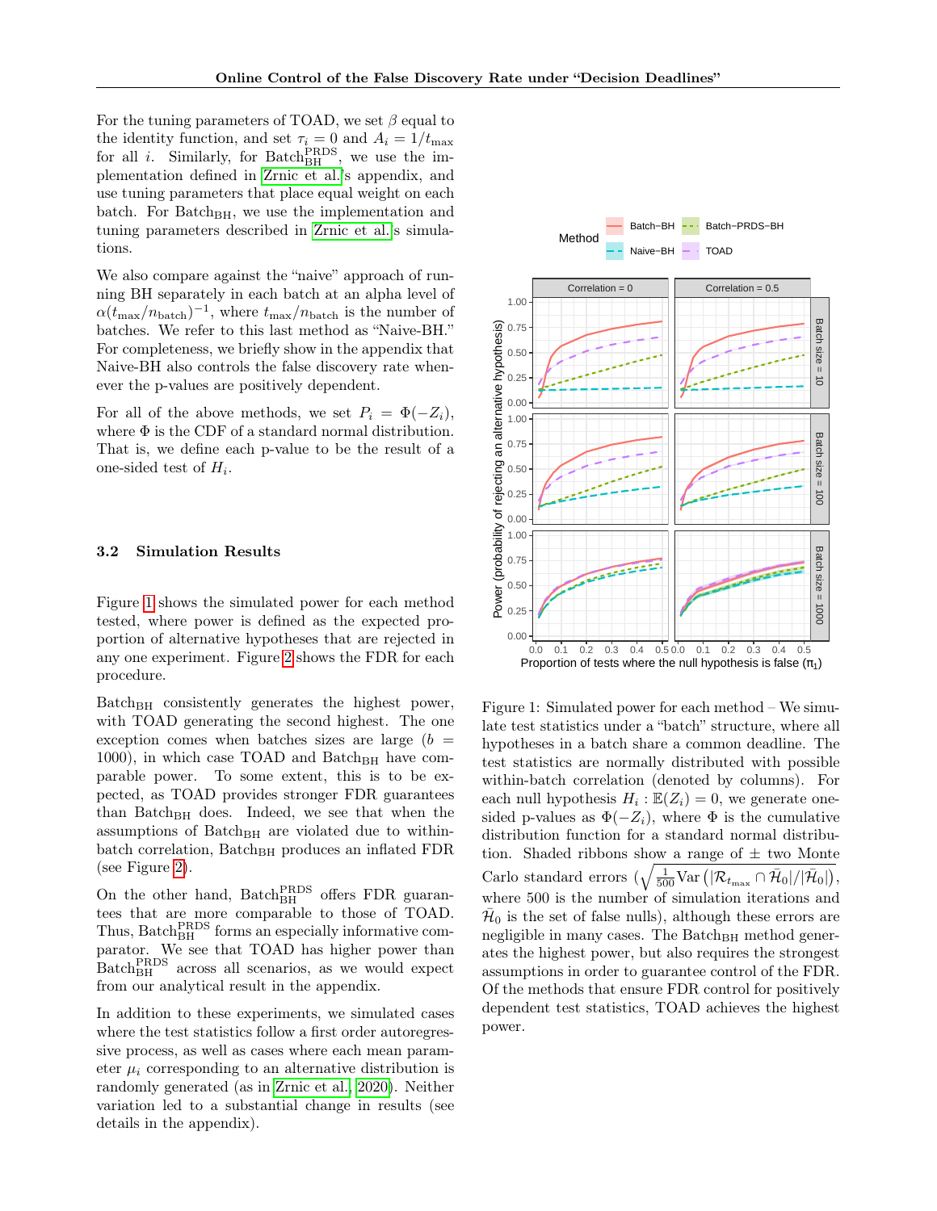For the tuning parameters of TOAD, we set $\beta$ equal to the identity function, and set $\tau_i = 0$ and $A_i = 1/t_{\max}$ for all $i$. Similarly, for $\text{Batch}_{\text{BH}}^{\text{PRDS}}$, we use the implementation defined in Zrnic et al.'s appendix, and use tuning parameters that place equal weight on each batch. For $\text{Batch}_{\text{BH}}$, we use the implementation and tuning parameters described in Zrnic et al.'s simulations.

We also compare against the "naive" approach of running BH separately in each batch at an alpha level of $\alpha(t_{\max}/n_{\text{batch}})^{-1}$, where $t_{\max}/n_{\text{batch}}$ is the number of batches. We refer to this last method as "Naive-BH." For completeness, we briefly show in the appendix that Naive-BH also controls the false discovery rate whenever the p-values are positively dependent.

For all of the above methods, we set $P_i = \Phi(-Z_i)$, where $\Phi$ is the CDF of a standard normal distribution. That is, we define each p-value to be the result of a one-sided test of $H_i$.

### 3.2 Simulation Results

Figure 1 shows the simulated power for each method tested, where power is defined as the expected proportion of alternative hypotheses that are rejected in any one experiment. Figure 2 shows the FDR for each procedure.

$\text{Batch}_{\text{BH}}$ consistently generates the highest power, with TOAD generating the second highest. The one exception comes when batches sizes are large ($b = 1000$), in which case TOAD and $\text{Batch}_{\text{BH}}$ have comparable power. To some extent, this is to be expected, as TOAD provides stronger FDR guarantees than $\text{Batch}_{\text{BH}}$ does. Indeed, we see that when the assumptions of $\text{Batch}_{\text{BH}}$ are violated due to within-batch correlation, $\text{Batch}_{\text{BH}}$ produces an inflated FDR (see Figure 2).

On the other hand, $\text{Batch}_{\text{BH}}^{\text{PRDS}}$ offers FDR guarantees that are more comparable to those of TOAD. Thus, $\text{Batch}_{\text{BH}}^{\text{PRDS}}$ forms an especially informative comparator. We see that TOAD has higher power than $\text{Batch}_{\text{BH}}^{\text{PRDS}}$ across all scenarios, as we would expect from our analytical result in the appendix.

In addition to these experiments, we simulated cases where the test statistics follow a first order autoregressive process, as well as cases where each mean parameter $\mu_i$ corresponding to an alternative distribution is randomly generated (as in Zrnic et al., 2020). Neither variation led to a substantial change in results (see details in the appendix).

Figure 1: Simulated power for each method – We simulate test statistics under a "batch" structure, where all hypotheses in a batch share a common deadline. The test statistics are normally distributed with possible within-batch correlation (denoted by columns). For each null hypothesis $H_i : \mathbb{E}(Z_i) = 0$, we generate one-sided p-values as $\Phi(-Z_i)$, where $\Phi$ is the cumulative distribution function for a standard normal distribution. Shaded ribbons show a range of $\pm$ two Monte Carlo standard errors ($\sqrt{\frac{1}{500}\text{Var}\left(|\mathcal{R}_{t_{\max}} \cap \bar{\mathcal{H}}_0|/|\bar{\mathcal{H}}_0|\right)}$, where 500 is the number of simulation iterations and $\bar{\mathcal{H}}_0$ is the set of false nulls), although these errors are negligible in many cases. The $\text{Batch}_{\text{BH}}$ method generates the highest power, but also requires the strongest assumptions in order to guarantee control of the FDR. Of the methods that ensure FDR control for positively dependent test statistics, TOAD achieves the highest power.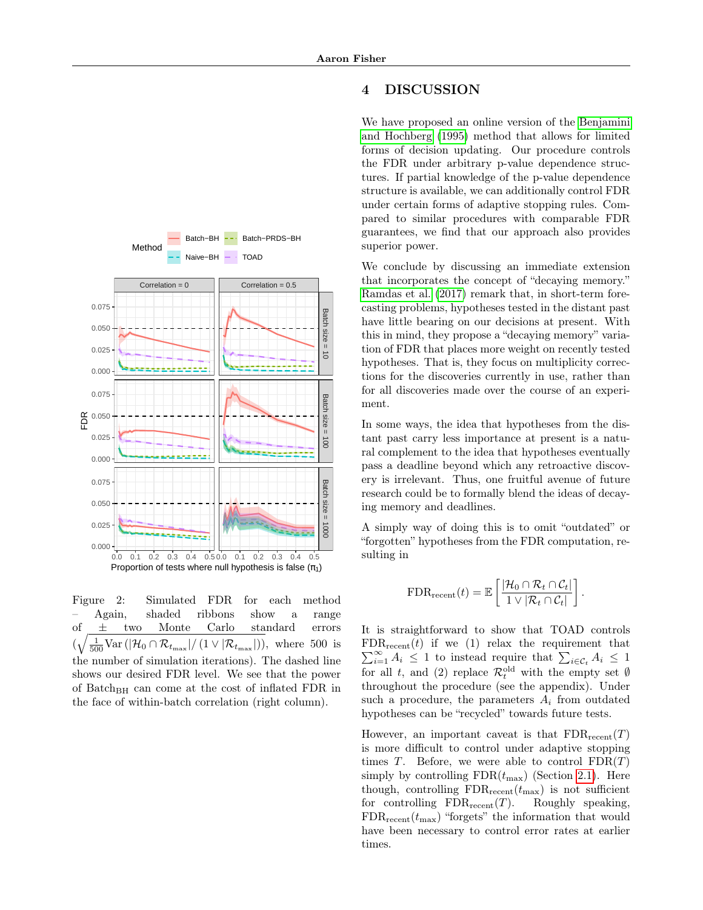Figure 2: Simulated FDR for each method – Again, shaded ribbons show a range of ± two Monte Carlo standard errors ($\sqrt{\frac{1}{500}\text{Var}\left(|\mathcal{H}_0 \cap \mathcal{R}_{t_{\max}}|/(1 \vee |\mathcal{R}_{t_{\max}}|)\right)}$, where 500 is the number of simulation iterations). The dashed line shows our desired FDR level. We see that the power of $\text{Batch}_{\text{BH}}$ can come at the cost of inflated FDR in the face of within-batch correlation (right column).

# 4 DISCUSSION

We have proposed an online version of the Benjamini and Hochberg (1995) method that allows for limited forms of decision updating. Our procedure controls the FDR under arbitrary p-value dependence structures. If partial knowledge of the p-value dependence structure is available, we can additionally control FDR under certain forms of adaptive stopping rules. Compared to similar procedures with comparable FDR guarantees, we find that our approach also provides superior power.

We conclude by discussing an immediate extension that incorporates the concept of "decaying memory." Ramdas et al. (2017) remark that, in short-term forecasting problems, hypotheses tested in the distant past have little bearing on our decisions at present. With this in mind, they propose a "decaying memory" variation of FDR that places more weight on recently tested hypotheses. That is, they focus on multiplicity corrections for the discoveries currently in use, rather than for all discoveries made over the course of an experiment.

In some ways, the idea that hypotheses from the distant past carry less importance at present is a natural complement to the idea that hypotheses eventually pass a deadline beyond which any retroactive discovery is irrelevant. Thus, one fruitful avenue of future research could be to formally blend the ideas of decaying memory and deadlines.

A simply way of doing this is to omit "outdated" or "forgotten" hypotheses from the FDR computation, resulting in

$$\text{FDR}_{\text{recent}}(t) = \mathbb{E}\left[\frac{|\mathcal{H}_0 \cap \mathcal{R}_t \cap \mathcal{C}_t|}{1 \vee |\mathcal{R}_t \cap \mathcal{C}_t|}\right].$$

It is straightforward to show that TOAD controls $\text{FDR}_{\text{recent}}(t)$ if we (1) relax the requirement that $\sum_{i=1}^{\infty} A_i \leq 1$ to instead require that $\sum_{i \in \mathcal{C}_t} A_i \leq 1$ for all $t$, and (2) replace $\mathcal{R}_t^{\text{old}}$ with the empty set $\emptyset$ throughout the procedure (see the appendix). Under such a procedure, the parameters $A_i$ from outdated hypotheses can be "recycled" towards future tests.

However, an important caveat is that $\text{FDR}_{\text{recent}}(T)$ is more difficult to control under adaptive stopping times $T$. Before, we were able to control $\text{FDR}(T)$ simply by controlling $\text{FDR}(t_{\max})$ (Section 2.1). Here though, controlling $\text{FDR}_{\text{recent}}(t_{\max})$ is not sufficient for controlling $\text{FDR}_{\text{recent}}(T)$. Roughly speaking, $\text{FDR}_{\text{recent}}(t_{\max})$ "forgets" the information that would have been necessary to control error rates at earlier times.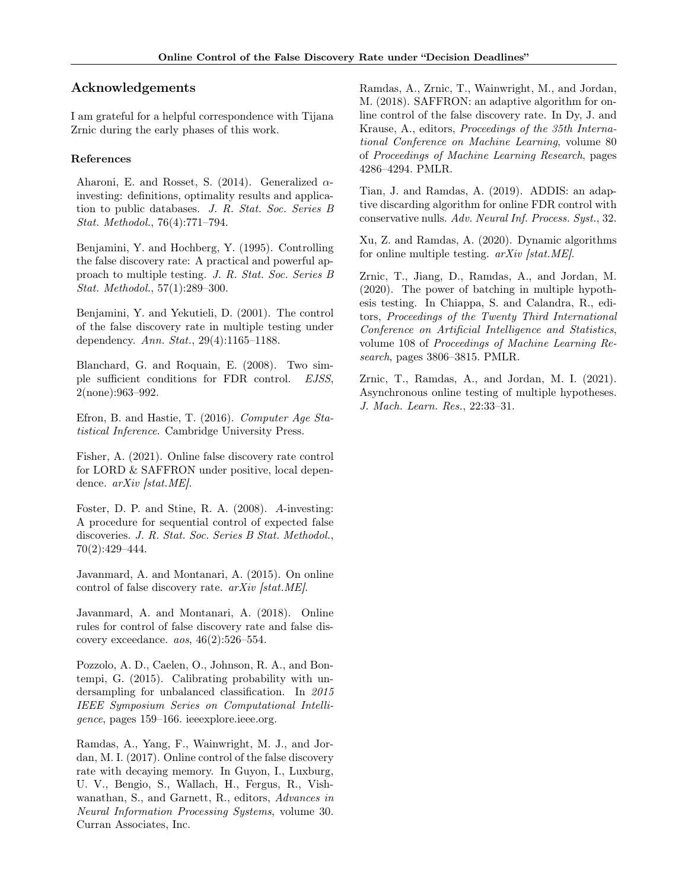## Acknowledgements

I am grateful for a helpful correspondence with Tijana Zrnic during the early phases of this work.

### References

Aharoni, E. and Rosset, S. (2014). Generalized $\alpha$-investing: definitions, optimality results and application to public databases. *J. R. Stat. Soc. Series B Stat. Methodol.*, 76(4):771–794.

Benjamini, Y. and Hochberg, Y. (1995). Controlling the false discovery rate: A practical and powerful approach to multiple testing. *J. R. Stat. Soc. Series B Stat. Methodol.*, 57(1):289–300.

Benjamini, Y. and Yekutieli, D. (2001). The control of the false discovery rate in multiple testing under dependency. *Ann. Stat.*, 29(4):1165–1188.

Blanchard, G. and Roquain, E. (2008). Two simple sufficient conditions for FDR control. *EJSS*, 2(none):963–992.

Efron, B. and Hastie, T. (2016). *Computer Age Statistical Inference*. Cambridge University Press.

Fisher, A. (2021). Online false discovery rate control for LORD & SAFFRON under positive, local dependence. *arXiv [stat.ME]*.

Foster, D. P. and Stine, R. A. (2008). *A*-investing: A procedure for sequential control of expected false discoveries. *J. R. Stat. Soc. Series B Stat. Methodol.*, 70(2):429–444.

Javanmard, A. and Montanari, A. (2015). On online control of false discovery rate. *arXiv [stat.ME]*.

Javanmard, A. and Montanari, A. (2018). Online rules for control of false discovery rate and false discovery exceedance. *aos*, 46(2):526–554.

Pozzolo, A. D., Caelen, O., Johnson, R. A., and Bontempi, G. (2015). Calibrating probability with undersampling for unbalanced classification. In *2015 IEEE Symposium Series on Computational Intelligence*, pages 159–166. ieeexplore.ieee.org.

Ramdas, A., Yang, F., Wainwright, M. J., and Jordan, M. I. (2017). Online control of the false discovery rate with decaying memory. In Guyon, I., Luxburg, U. V., Bengio, S., Wallach, H., Fergus, R., Vishwanathan, S., and Garnett, R., editors, *Advances in Neural Information Processing Systems*, volume 30. Curran Associates, Inc.

Ramdas, A., Zrnic, T., Wainwright, M., and Jordan, M. (2018). SAFFRON: an adaptive algorithm for online control of the false discovery rate. In Dy, J. and Krause, A., editors, *Proceedings of the 35th International Conference on Machine Learning*, volume 80 of *Proceedings of Machine Learning Research*, pages 4286–4294. PMLR.

Tian, J. and Ramdas, A. (2019). ADDIS: an adaptive discarding algorithm for online FDR control with conservative nulls. *Adv. Neural Inf. Process. Syst.*, 32.

Xu, Z. and Ramdas, A. (2020). Dynamic algorithms for online multiple testing. *arXiv [stat.ME]*.

Zrnic, T., Jiang, D., Ramdas, A., and Jordan, M. (2020). The power of batching in multiple hypothesis testing. In Chiappa, S. and Calandra, R., editors, *Proceedings of the Twenty Third International Conference on Artificial Intelligence and Statistics*, volume 108 of *Proceedings of Machine Learning Research*, pages 3806–3815. PMLR.

Zrnic, T., Ramdas, A., and Jordan, M. I. (2021). Asynchronous online testing of multiple hypotheses. *J. Mach. Learn. Res.*, 22:33–31.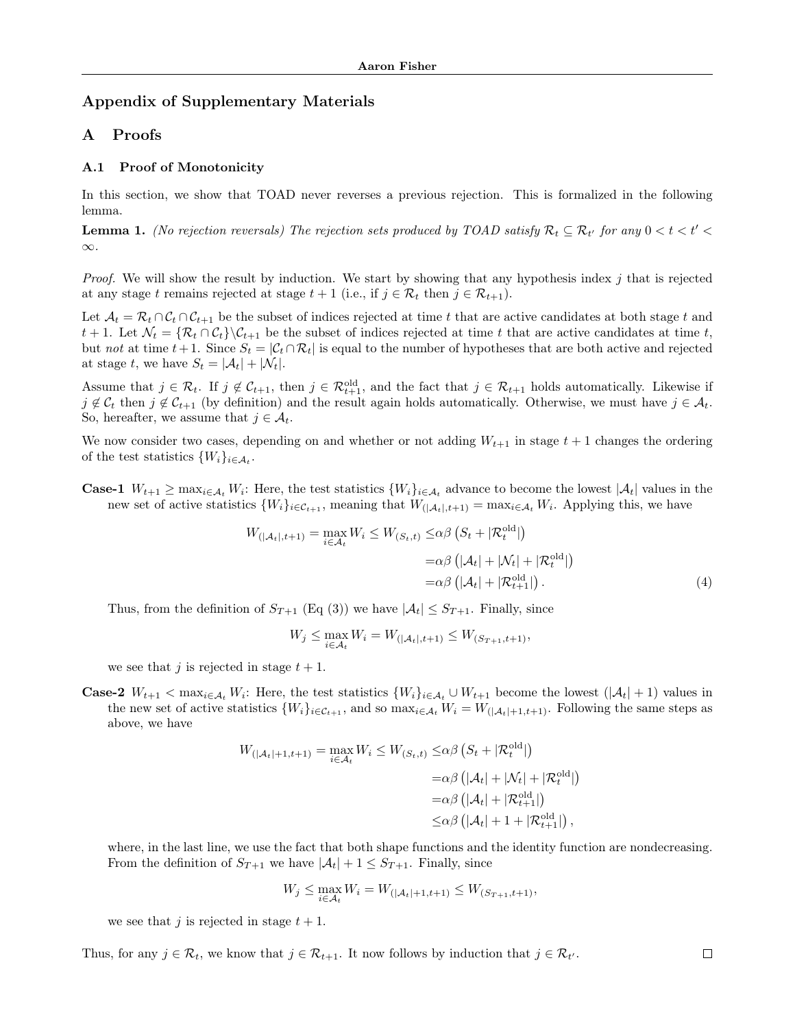# Appendix of Supplementary Materials

## A Proofs

### A.1 Proof of Monotonicity

In this section, we show that TOAD never reverses a previous rejection. This is formalized in the following lemma.

**Lemma 1.** *(No rejection reversals) The rejection sets produced by TOAD satisfy $\mathcal{R}_t \subseteq \mathcal{R}_{t'}$ for any $0 < t < t' < \infty$.*

*Proof.* We will show the result by induction. We start by showing that any hypothesis index $j$ that is rejected at any stage $t$ remains rejected at stage $t+1$ (i.e., if $j \in \mathcal{R}_t$ then $j \in \mathcal{R}_{t+1}$).

Let $\mathcal{A}_t = \mathcal{R}_t \cap \mathcal{C}_t \cap \mathcal{C}_{t+1}$ be the subset of indices rejected at time $t$ that are active candidates at both stage $t$ and $t+1$. Let $\mathcal{N}_t = \{\mathcal{R}_t \cap \mathcal{C}_t\} \backslash \mathcal{C}_{t+1}$ be the subset of indices rejected at time $t$ that are active candidates at time $t$, but *not* at time $t+1$. Since $S_t = |\mathcal{C}_t \cap \mathcal{R}_t|$ is equal to the number of hypotheses that are both active and rejected at stage $t$, we have $S_t = |\mathcal{A}_t| + |\mathcal{N}_t|$.

Assume that $j \in \mathcal{R}_t$. If $j \notin \mathcal{C}_{t+1}$, then $j \in \mathcal{R}^{\text{old}}_{t+1}$, and the fact that $j \in \mathcal{R}_{t+1}$ holds automatically. Likewise if $j \notin \mathcal{C}_t$ then $j \notin \mathcal{C}_{t+1}$ (by definition) and the result again holds automatically. Otherwise, we must have $j \in \mathcal{A}_t$. So, hereafter, we assume that $j \in \mathcal{A}_t$.

We now consider two cases, depending on and whether or not adding $W_{t+1}$ in stage $t+1$ changes the ordering of the test statistics $\{W_i\}_{i\in\mathcal{A}_t}$.

**Case-1** $W_{t+1} \geq \max_{i\in\mathcal{A}_t} W_i$: Here, the test statistics $\{W_i\}_{i\in\mathcal{A}_t}$ advance to become the lowest $|\mathcal{A}_t|$ values in the new set of active statistics $\{W_i\}_{i\in\mathcal{C}_{t+1}}$, meaning that $W_{(|\mathcal{A}_t|,t+1)} = \max_{i\in\mathcal{A}_t} W_i$. Applying this, we have

$$
\begin{aligned}
W_{(|\mathcal{A}_t|,t+1)} = \max_{i\in\mathcal{A}_t} W_i \leq W_{(S_t,t)} \leq& \alpha\beta\left(S_t + |\mathcal{R}^{\text{old}}_t|\right) \\
=& \alpha\beta\left(|\mathcal{A}_t| + |\mathcal{N}_t| + |\mathcal{R}^{\text{old}}_t|\right) \\
=& \alpha\beta\left(|\mathcal{A}_t| + |\mathcal{R}^{\text{old}}_{t+1}|\right). \qquad (4)
\end{aligned}
$$

Thus, from the definition of $S_{T+1}$ (Eq (3)) we have $|\mathcal{A}_t| \leq S_{T+1}$. Finally, since

$$
W_j \leq \max_{i\in\mathcal{A}_t} W_i = W_{(|\mathcal{A}_t|,t+1)} \leq W_{(S_{T+1},t+1)},
$$

we see that $j$ is rejected in stage $t+1$.

**Case-2** $W_{t+1} < \max_{i\in\mathcal{A}_t} W_i$: Here, the test statistics $\{W_i\}_{i\in\mathcal{A}_t} \cup W_{t+1}$ become the lowest $(|\mathcal{A}_t|+1)$ values in the new set of active statistics $\{W_i\}_{i\in\mathcal{C}_{t+1}}$, and so $\max_{i\in\mathcal{A}_t} W_i = W_{(|\mathcal{A}_t|+1,t+1)}$. Following the same steps as above, we have

$$
\begin{aligned}
W_{(|\mathcal{A}_t|+1,t+1)} = \max_{i\in\mathcal{A}_t} W_i \leq W_{(S_t,t)} \leq& \alpha\beta\left(S_t + |\mathcal{R}^{\text{old}}_t|\right) \\
=& \alpha\beta\left(|\mathcal{A}_t| + |\mathcal{N}_t| + |\mathcal{R}^{\text{old}}_t|\right) \\
=& \alpha\beta\left(|\mathcal{A}_t| + |\mathcal{R}^{\text{old}}_{t+1}|\right) \\
\leq& \alpha\beta\left(|\mathcal{A}_t| + 1 + |\mathcal{R}^{\text{old}}_{t+1}|\right),
\end{aligned}
$$

where, in the last line, we use the fact that both shape functions and the identity function are nondecreasing. From the definition of $S_{T+1}$ we have $|\mathcal{A}_t| + 1 \leq S_{T+1}$. Finally, since

$$
W_j \leq \max_{i\in\mathcal{A}_t} W_i = W_{(|\mathcal{A}_t|+1,t+1)} \leq W_{(S_{T+1},t+1)},
$$

we see that $j$ is rejected in stage $t+1$.

Thus, for any $j \in \mathcal{R}_t$, we know that $j \in \mathcal{R}_{t+1}$. It now follows by induction that $j \in \mathcal{R}_{t'}$. $\square$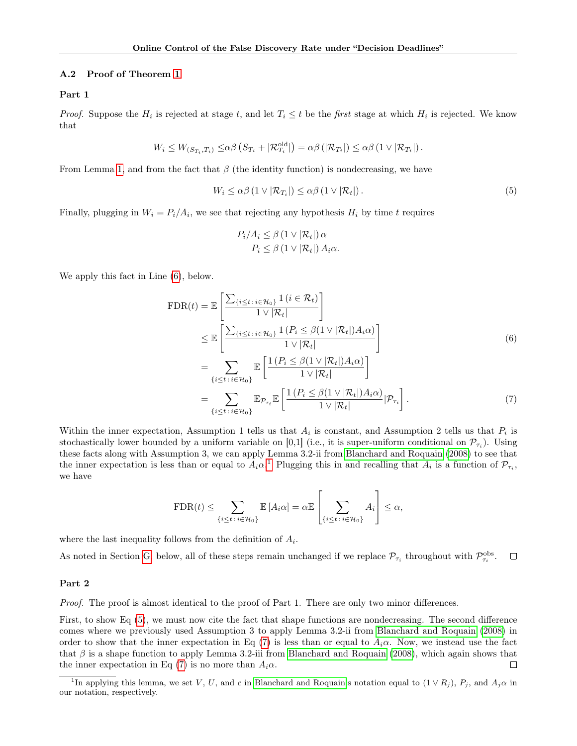### A.2 Proof of Theorem 1

#### Part 1

*Proof.* Suppose the $H_i$ is rejected at stage $t$, and let $T_i \le t$ be the *first* stage at which $H_i$ is rejected. We know that

$$W_i \le W_{(S_{T_i},T_i)} \le \alpha\beta\left(S_{T_i} + |\mathcal{R}^{\text{old}}_{T_i}|\right) = \alpha\beta\left(|\mathcal{R}_{T_i}|\right) \le \alpha\beta\left(1 \vee |\mathcal{R}_{T_i}|\right).$$

From Lemma 1, and from the fact that $\beta$ (the identity function) is nondecreasing, we have

$$W_i \le \alpha\beta\left(1 \vee |\mathcal{R}_{T_i}|\right) \le \alpha\beta\left(1 \vee |\mathcal{R}_t|\right). \tag{5}$$

Finally, plugging in $W_i = P_i/A_i$, we see that rejecting any hypothesis $H_i$ by time $t$ requires

$$\begin{aligned} P_i/A_i &\le \beta\left(1 \vee |\mathcal{R}_t|\right)\alpha \\ P_i &\le \beta\left(1 \vee |\mathcal{R}_t|\right)A_i\alpha. \end{aligned}$$

We apply this fact in Line (6), below.

$$\begin{aligned} \text{FDR}(t) &= \mathbb{E}\left[\frac{\sum_{\{i\le t:\, i\in\mathcal{H}_0\}} 1\left(i \in \mathcal{R}_t\right)}{1 \vee |\mathcal{R}_t|}\right] \\ &\le \mathbb{E}\left[\frac{\sum_{\{i\le t:\, i\in\mathcal{H}_0\}} 1\left(P_i \le \beta(1 \vee |\mathcal{R}_t|)A_i\alpha\right)}{1 \vee |\mathcal{R}_t|}\right] \qquad (6) \\ &= \sum_{\{i\le t:\, i\in\mathcal{H}_0\}} \mathbb{E}\left[\frac{1\left(P_i \le \beta(1 \vee |\mathcal{R}_t|)A_i\alpha\right)}{1 \vee |\mathcal{R}_t|}\right] \\ &= \sum_{\{i\le t:\, i\in\mathcal{H}_0\}} \mathbb{E}_{\mathcal{P}_{\tau_i}}\mathbb{E}\left[\frac{1\left(P_i \le \beta(1 \vee |\mathcal{R}_t|)A_i\alpha\right)}{1 \vee |\mathcal{R}_t|}\Big|\mathcal{P}_{\tau_i}\right]. \qquad (7) \end{aligned}$$

Within the inner expectation, Assumption 1 tells us that $A_i$ is constant, and Assumption 2 tells us that $P_i$ is stochastically lower bounded by a uniform variable on [0,1] (i.e., it is super-uniform conditional on $\mathcal{P}_{\tau_i}$). Using these facts along with Assumption 3, we can apply Lemma 3.2-ii from Blanchard and Roquain (2008) to see that the inner expectation is less than or equal to $A_i\alpha$.[1] Plugging this in and recalling that $A_i$ is a function of $\mathcal{P}_{\tau_i}$, we have

$$\text{FDR}(t) \le \sum_{\{i\le t:\, i\in\mathcal{H}_0\}} \mathbb{E}\left[A_i\alpha\right] = \alpha\mathbb{E}\left[\sum_{\{i\le t:\, i\in\mathcal{H}_0\}} A_i\right] \le \alpha,$$

where the last inequality follows from the definition of $A_i$.

As noted in Section G, below, all of these steps remain unchanged if we replace $\mathcal{P}_{\tau_i}$ throughout with $\mathcal{P}^{\text{obs}}_{\tau_i}$. ◻

#### Part 2

*Proof.* The proof is almost identical to the proof of Part 1. There are only two minor differences.

First, to show Eq (5), we must now cite the fact that shape functions are nondecreasing. The second difference comes where we previously used Assumption 3 to apply Lemma 3.2-ii from Blanchard and Roquain (2008) in order to show that the inner expectation in Eq (7) is less than or equal to $A_i\alpha$. Now, we instead use the fact that $\beta$ is a shape function to apply Lemma 3.2-iii from Blanchard and Roquain (2008), which again shows that the inner expectation in Eq (7) is no more than $A_i\alpha$. ◻

[1] In applying this lemma, we set $V$, $U$, and $c$ in Blanchard and Roquain's notation equal to $(1 \vee R_j)$, $P_j$, and $A_j\alpha$ in our notation, respectively.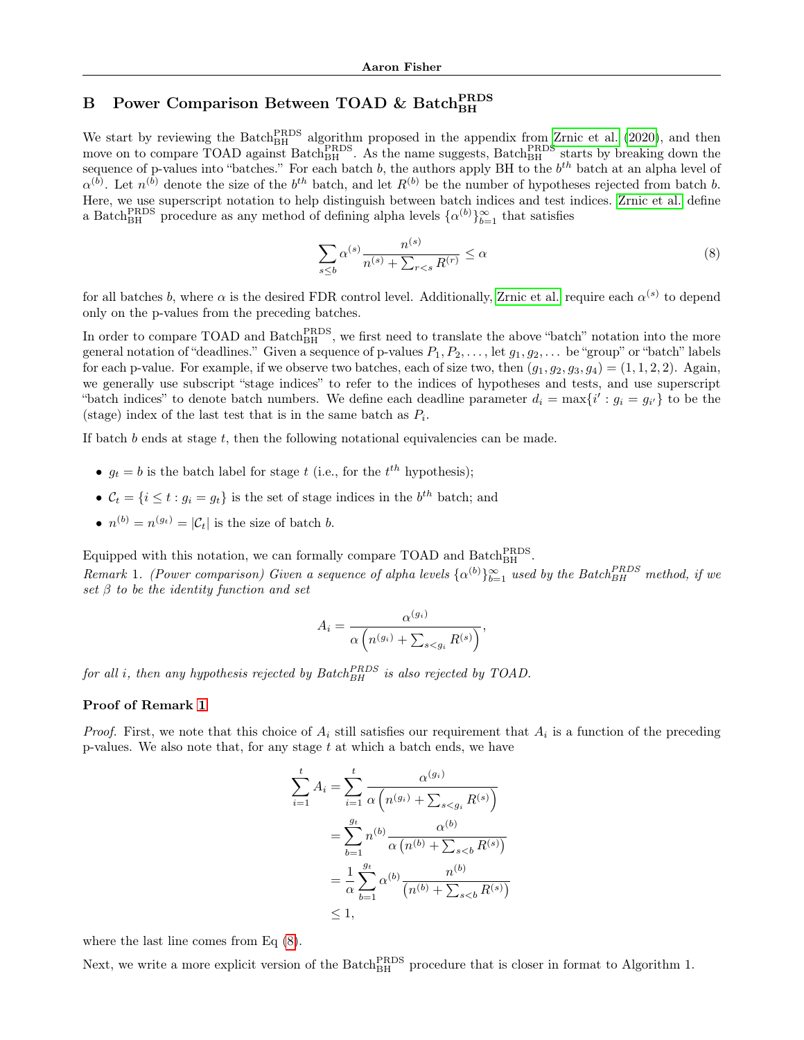## B Power Comparison Between TOAD & Batch$_{\text{BH}}^{\text{PRDS}}$

We start by reviewing the Batch$_{\text{BH}}^{\text{PRDS}}$ algorithm proposed in the appendix from Zrnic et al. (2020), and then move on to compare TOAD against Batch$_{\text{BH}}^{\text{PRDS}}$. As the name suggests, Batch$_{\text{BH}}^{\text{PRDS}}$ starts by breaking down the sequence of p-values into "batches." For each batch $b$, the authors apply BH to the $b^{th}$ batch at an alpha level of $\alpha^{(b)}$. Let $n^{(b)}$ denote the size of the $b^{th}$ batch, and let $R^{(b)}$ be the number of hypotheses rejected from batch $b$. Here, we use superscript notation to help distinguish between batch indices and test indices. Zrnic et al. define a Batch$_{\text{BH}}^{\text{PRDS}}$ procedure as any method of defining alpha levels $\{\alpha^{(b)}\}_{b=1}^{\infty}$ that satisfies

$$\sum_{s\leq b} \alpha^{(s)} \frac{n^{(s)}}{n^{(s)} + \sum_{r<s} R^{(r)}} \leq \alpha \tag{8}$$

for all batches $b$, where $\alpha$ is the desired FDR control level. Additionally, Zrnic et al. require each $\alpha^{(s)}$ to depend only on the p-values from the preceding batches.

In order to compare TOAD and Batch$_{\text{BH}}^{\text{PRDS}}$, we first need to translate the above "batch" notation into the more general notation of "deadlines." Given a sequence of p-values $P_1, P_2, \dots$, let $g_1, g_2, \dots$ be "group" or "batch" labels for each p-value. For example, if we observe two batches, each of size two, then $(g_1, g_2, g_3, g_4) = (1, 1, 2, 2)$. Again, we generally use subscript "stage indices" to refer to the indices of hypotheses and tests, and use superscript "batch indices" to denote batch numbers. We define each deadline parameter $d_i = \max\{i' : g_i = g_{i'}\}$ to be the (stage) index of the last test that is in the same batch as $P_i$.

If batch $b$ ends at stage $t$, then the following notational equivalencies can be made.

- $g_t = b$ is the batch label for stage $t$ (i.e., for the $t^{th}$ hypothesis);
- $\mathcal{C}_t = \{i \leq t : g_i = g_t\}$ is the set of stage indices in the $b^{th}$ batch; and
- $n^{(b)} = n^{(g_t)} = |\mathcal{C}_t|$ is the size of batch $b$.

Equipped with this notation, we can formally compare TOAD and Batch$_{\text{BH}}^{\text{PRDS}}$.

*Remark* 1. *(Power comparison) Given a sequence of alpha levels $\{\alpha^{(b)}\}_{b=1}^{\infty}$ used by the Batch$_{BH}^{PRDS}$ method, if we set $\beta$ to be the identity function and set*

$$A_i = \frac{\alpha^{(g_i)}}{\alpha\left(n^{(g_i)} + \sum_{s<g_i} R^{(s)}\right)},$$

*for all $i$, then any hypothesis rejected by Batch$_{BH}^{PRDS}$ is also rejected by TOAD.*

**Proof of Remark 1**

*Proof.* First, we note that this choice of $A_i$ still satisfies our requirement that $A_i$ is a function of the preceding p-values. We also note that, for any stage $t$ at which a batch ends, we have

$$\begin{aligned}
\sum_{i=1}^{t} A_i &= \sum_{i=1}^{t} \frac{\alpha^{(g_i)}}{\alpha\left(n^{(g_i)} + \sum_{s<g_i} R^{(s)}\right)} \\
&= \sum_{b=1}^{g_t} n^{(b)} \frac{\alpha^{(b)}}{\alpha\left(n^{(b)} + \sum_{s<b} R^{(s)}\right)} \\
&= \frac{1}{\alpha} \sum_{b=1}^{g_t} \alpha^{(b)} \frac{n^{(b)}}{\left(n^{(b)} + \sum_{s<b} R^{(s)}\right)} \\
&\leq 1,
\end{aligned}$$

where the last line comes from Eq (8).

Next, we write a more explicit version of the Batch$_{\text{BH}}^{\text{PRDS}}$ procedure that is closer in format to Algorithm 1.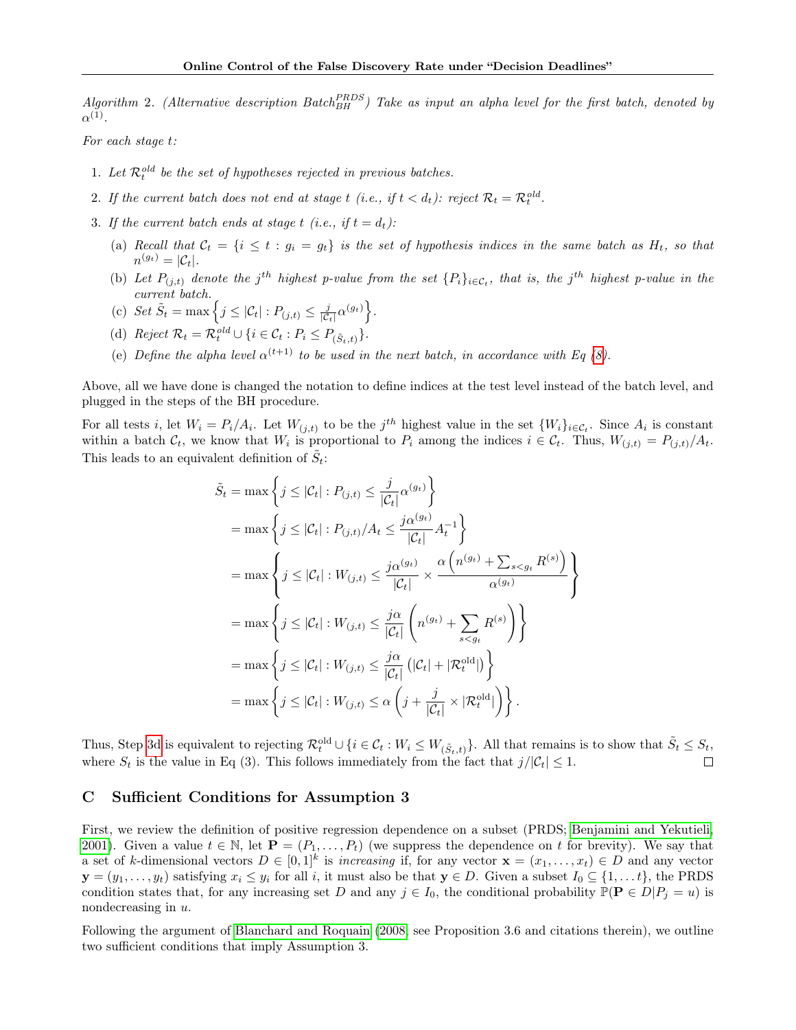*Algorithm 2. (Alternative description $\text{Batch}_{BH}^{PRDS}$) Take as input an alpha level for the first batch, denoted by $\alpha^{(1)}$.*

*For each stage $t$:*

1. *Let $\mathcal{R}_t^{old}$ be the set of hypotheses rejected in previous batches.*
2. *If the current batch does not end at stage $t$ (i.e., if $t < d_t$): reject $\mathcal{R}_t = \mathcal{R}_t^{old}$.*
3. *If the current batch ends at stage $t$ (i.e., if $t = d_t$):*
   (a) *Recall that $\mathcal{C}_t = \{i \leq t : g_i = g_t\}$ is the set of hypothesis indices in the same batch as $H_t$, so that $n^{(g_t)} = |\mathcal{C}_t|$.*
   (b) *Let $P_{(j,t)}$ denote the $j^{th}$ highest p-value from the set $\{P_i\}_{i\in\mathcal{C}_t}$, that is, the $j^{th}$ highest p-value in the current batch.*
   (c) *Set $\tilde{S}_t = \max\left\{ j \leq |\mathcal{C}_t| : P_{(j,t)} \leq \frac{j}{|\mathcal{C}_t|}\alpha^{(g_t)} \right\}$.*
   (d) *Reject $\mathcal{R}_t = \mathcal{R}_t^{old} \cup \{i \in \mathcal{C}_t : P_i \leq P_{(\tilde{S}_t,t)}\}$.*
   (e) *Define the alpha level $\alpha^{(t+1)}$ to be used in the next batch, in accordance with Eq (8).*

Above, all we have done is changed the notation to define indices at the test level instead of the batch level, and plugged in the steps of the BH procedure.

For all tests $i$, let $W_i = P_i/A_i$. Let $W_{(j,t)}$ to be the $j^{th}$ highest value in the set $\{W_i\}_{i\in\mathcal{C}_t}$. Since $A_i$ is constant within a batch $\mathcal{C}_t$, we know that $W_i$ is proportional to $P_i$ among the indices $i \in \mathcal{C}_t$. Thus, $W_{(j,t)} = P_{(j,t)}/A_t$. This leads to an equivalent definition of $\tilde{S}_t$:

$$
\begin{aligned}
\tilde{S}_t &= \max\left\{ j \leq |\mathcal{C}_t| : P_{(j,t)} \leq \frac{j}{|\mathcal{C}_t|}\alpha^{(g_t)} \right\} \\
&= \max\left\{ j \leq |\mathcal{C}_t| : P_{(j,t)}/A_t \leq \frac{j\alpha^{(g_t)}}{|\mathcal{C}_t|}A_t^{-1} \right\} \\
&= \max\left\{ j \leq |\mathcal{C}_t| : W_{(j,t)} \leq \frac{j\alpha^{(g_t)}}{|\mathcal{C}_t|} \times \frac{\alpha\left(n^{(g_t)} + \sum_{s<g_t} R^{(s)}\right)}{\alpha^{(g_t)}} \right\} \\
&= \max\left\{ j \leq |\mathcal{C}_t| : W_{(j,t)} \leq \frac{j\alpha}{|\mathcal{C}_t|}\left(n^{(g_t)} + \sum_{s<g_t} R^{(s)}\right) \right\} \\
&= \max\left\{ j \leq |\mathcal{C}_t| : W_{(j,t)} \leq \frac{j\alpha}{|\mathcal{C}_t|}\left(|\mathcal{C}_t| + |\mathcal{R}_t^{\text{old}}|\right) \right\} \\
&= \max\left\{ j \leq |\mathcal{C}_t| : W_{(j,t)} \leq \alpha\left(j + \frac{j}{|\mathcal{C}_t|} \times |\mathcal{R}_t^{\text{old}}|\right) \right\}.
\end{aligned}
$$

Thus, Step 3d is equivalent to rejecting $\mathcal{R}_t^{\text{old}} \cup \{i \in \mathcal{C}_t : W_i \leq W_{(\tilde{S}_t,t)}\}$. All that remains is to show that $\tilde{S}_t \leq S_t$, where $S_t$ is the value in Eq (3). This follows immediately from the fact that $j/|\mathcal{C}_t| \leq 1$. $\square$

## C Sufficient Conditions for Assumption 3

First, we review the definition of positive regression dependence on a subset (PRDS; Benjamini and Yekutieli, 2001). Given a value $t \in \mathbb{N}$, let $\mathbf{P} = (P_1, \ldots, P_t)$ (we suppress the dependence on $t$ for brevity). We say that a set of $k$-dimensional vectors $D \in [0,1]^k$ is *increasing* if, for any vector $\mathbf{x} = (x_1, \ldots, x_t) \in D$ and any vector $\mathbf{y} = (y_1, \ldots, y_t)$ satisfying $x_i \leq y_i$ for all $i$, it must also be that $\mathbf{y} \in D$. Given a subset $I_0 \subseteq \{1, \ldots t\}$, the PRDS condition states that, for any increasing set $D$ and any $j \in I_0$, the conditional probability $\mathbb{P}(\mathbf{P} \in D | P_j = u)$ is nondecreasing in $u$.

Following the argument of Blanchard and Roquain (2008; see Proposition 3.6 and citations therein), we outline two sufficient conditions that imply Assumption 3.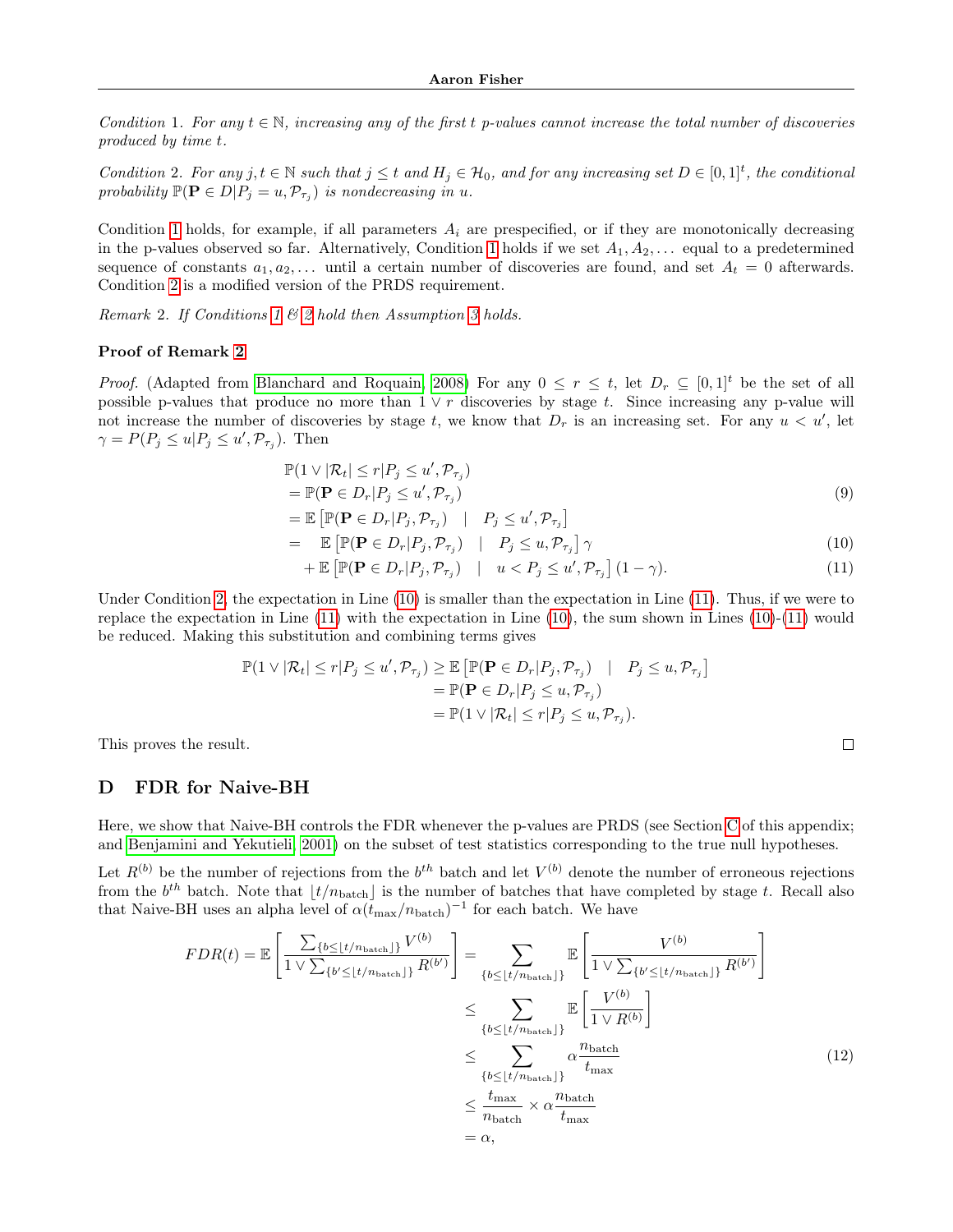*Condition* 1. *For any $t \in \mathbb{N}$, increasing any of the first $t$ p-values cannot increase the total number of discoveries produced by time $t$.*

*Condition* 2. *For any $j, t \in \mathbb{N}$ such that $j \leq t$ and $H_j \in \mathcal{H}_0$, and for any increasing set $D \in [0,1]^t$, the conditional probability $\mathbb{P}(\mathbf{P} \in D | P_j = u, \mathcal{P}_{\tau_j})$ is nondecreasing in $u$.*

Condition 1 holds, for example, if all parameters $A_i$ are prespecified, or if they are monotonically decreasing in the p-values observed so far. Alternatively, Condition 1 holds if we set $A_1, A_2, \ldots$ equal to a predetermined sequence of constants $a_1, a_2, \ldots$ until a certain number of discoveries are found, and set $A_t = 0$ afterwards. Condition 2 is a modified version of the PRDS requirement.

*Remark* 2. *If Conditions 1 & 2 hold then Assumption 3 holds.*

**Proof of Remark 2**

*Proof.* (Adapted from Blanchard and Roquain, 2008) For any $0 \leq r \leq t$, let $D_r \subseteq [0,1]^t$ be the set of all possible p-values that produce no more than $1 \vee r$ discoveries by stage $t$. Since increasing any p-value will not increase the number of discoveries by stage $t$, we know that $D_r$ is an increasing set. For any $u < u'$, let $\gamma = P(P_j \leq u | P_j \leq u', \mathcal{P}_{\tau_j})$. Then

$$
\begin{aligned}
&\mathbb{P}(1 \vee |\mathcal{R}_t| \leq r | P_j \leq u', \mathcal{P}_{\tau_j}) \\
&= \mathbb{P}(\mathbf{P} \in D_r | P_j \leq u', \mathcal{P}_{\tau_j}) && (9) \\
&= \mathbb{E}\left[\mathbb{P}(\mathbf{P} \in D_r | P_j, \mathcal{P}_{\tau_j}) \quad | \quad P_j \leq u', \mathcal{P}_{\tau_j}\right] \\
&= \quad \mathbb{E}\left[\mathbb{P}(\mathbf{P} \in D_r | P_j, \mathcal{P}_{\tau_j}) \quad | \quad P_j \leq u, \mathcal{P}_{\tau_j}\right] \gamma && (10) \\
&\quad + \mathbb{E}\left[\mathbb{P}(\mathbf{P} \in D_r | P_j, \mathcal{P}_{\tau_j}) \quad | \quad u < P_j \leq u', \mathcal{P}_{\tau_j}\right] (1-\gamma). && (11)
\end{aligned}
$$

Under Condition 2, the expectation in Line (10) is smaller than the expectation in Line (11). Thus, if we were to replace the expectation in Line (11) with the expectation in Line (10), the sum shown in Lines (10)-(11) would be reduced. Making this substitution and combining terms gives

$$
\begin{aligned}
\mathbb{P}(1 \vee |\mathcal{R}_t| \leq r | P_j \leq u', \mathcal{P}_{\tau_j}) &\geq \mathbb{E}\left[\mathbb{P}(\mathbf{P} \in D_r | P_j, \mathcal{P}_{\tau_j}) \quad | \quad P_j \leq u, \mathcal{P}_{\tau_j}\right] \\
&= \mathbb{P}(\mathbf{P} \in D_r | P_j \leq u, \mathcal{P}_{\tau_j}) \\
&= \mathbb{P}(1 \vee |\mathcal{R}_t| \leq r | P_j \leq u, \mathcal{P}_{\tau_j}).
\end{aligned}
$$

This proves the result. ∎

# D FDR for Naive-BH

Here, we show that Naive-BH controls the FDR whenever the p-values are PRDS (see Section C of this appendix; and Benjamini and Yekutieli, 2001) on the subset of test statistics corresponding to the true null hypotheses.

Let $R^{(b)}$ be the number of rejections from the $b^{th}$ batch and let $V^{(b)}$ denote the number of erroneous rejections from the $b^{th}$ batch. Note that $\lfloor t/n_{\text{batch}} \rfloor$ is the number of batches that have completed by stage $t$. Recall also that Naive-BH uses an alpha level of $\alpha(t_{\max}/n_{\text{batch}})^{-1}$ for each batch. We have

$$
\begin{aligned}
FDR(t) = \mathbb{E}\left[\frac{\sum_{\{b \leq \lfloor t/n_{\text{batch}} \rfloor\}} V^{(b)}}{1 \vee \sum_{\{b' \leq \lfloor t/n_{\text{batch}} \rfloor\}} R^{(b')}}\right] &= \sum_{\{b \leq \lfloor t/n_{\text{batch}} \rfloor\}} \mathbb{E}\left[\frac{V^{(b)}}{1 \vee \sum_{\{b' \leq \lfloor t/n_{\text{batch}} \rfloor\}} R^{(b')}}\right] \\
&\leq \sum_{\{b \leq \lfloor t/n_{\text{batch}} \rfloor\}} \mathbb{E}\left[\frac{V^{(b)}}{1 \vee R^{(b)}}\right] \\
&\leq \sum_{\{b \leq \lfloor t/n_{\text{batch}} \rfloor\}} \alpha \frac{n_{\text{batch}}}{t_{\max}} && (12) \\
&\leq \frac{t_{\max}}{n_{\text{batch}}} \times \alpha \frac{n_{\text{batch}}}{t_{\max}} \\
&= \alpha,
\end{aligned}
$$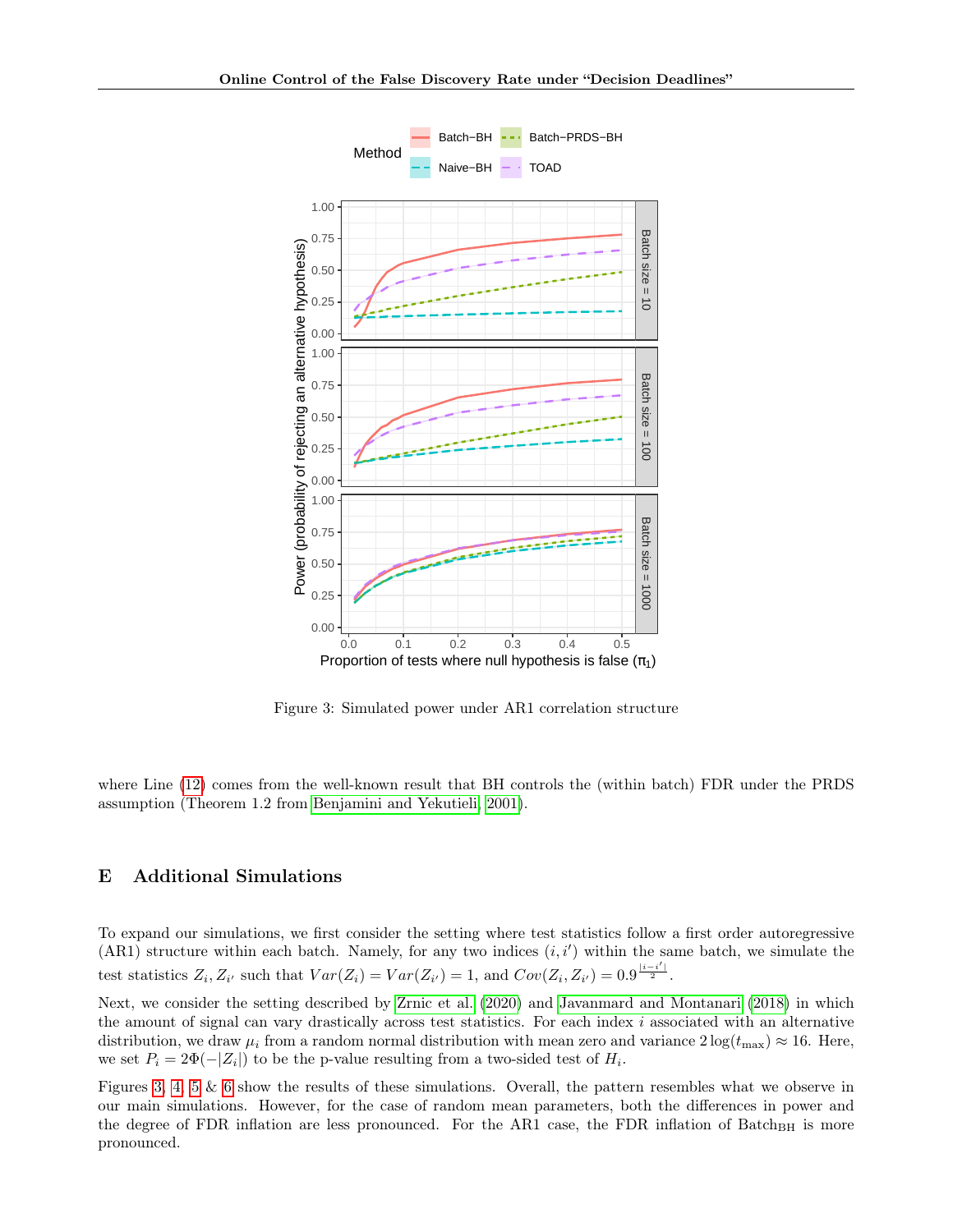Figure 3: Simulated power under AR1 correlation structure

where Line (12) comes from the well-known result that BH controls the (within batch) FDR under the PRDS assumption (Theorem 1.2 from Benjamini and Yekutieli, 2001).

## E Additional Simulations

To expand our simulations, we first consider the setting where test statistics follow a first order autoregressive (AR1) structure within each batch. Namely, for any two indices $(i, i')$ within the same batch, we simulate the test statistics $Z_i, Z_{i'}$ such that $Var(Z_i) = Var(Z_{i'}) = 1$, and $Cov(Z_i, Z_{i'}) = 0.9^{\frac{|i-i'|}{2}}$.

Next, we consider the setting described by Zrnic et al. (2020) and Javanmard and Montanari (2018) in which the amount of signal can vary drastically across test statistics. For each index $i$ associated with an alternative distribution, we draw $\mu_i$ from a random normal distribution with mean zero and variance $2\log(t_{\max}) \approx 16$. Here, we set $P_i = 2\Phi(-|Z_i|)$ to be the p-value resulting from a two-sided test of $H_i$.

Figures 3, 4, 5 & 6 show the results of these simulations. Overall, the pattern resembles what we observe in our main simulations. However, for the case of random mean parameters, both the differences in power and the degree of FDR inflation are less pronounced. For the AR1 case, the FDR inflation of $\text{Batch}_{\text{BH}}$ is more pronounced.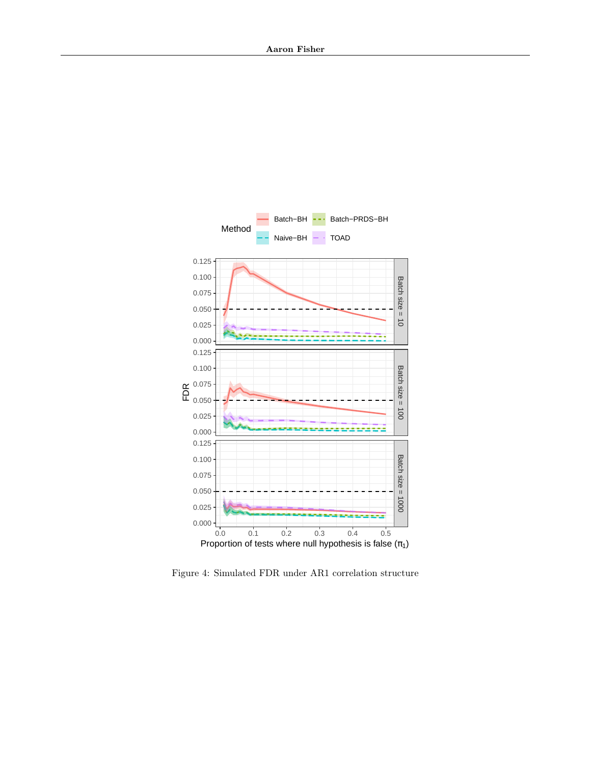Figure 4: Simulated FDR under AR1 correlation structure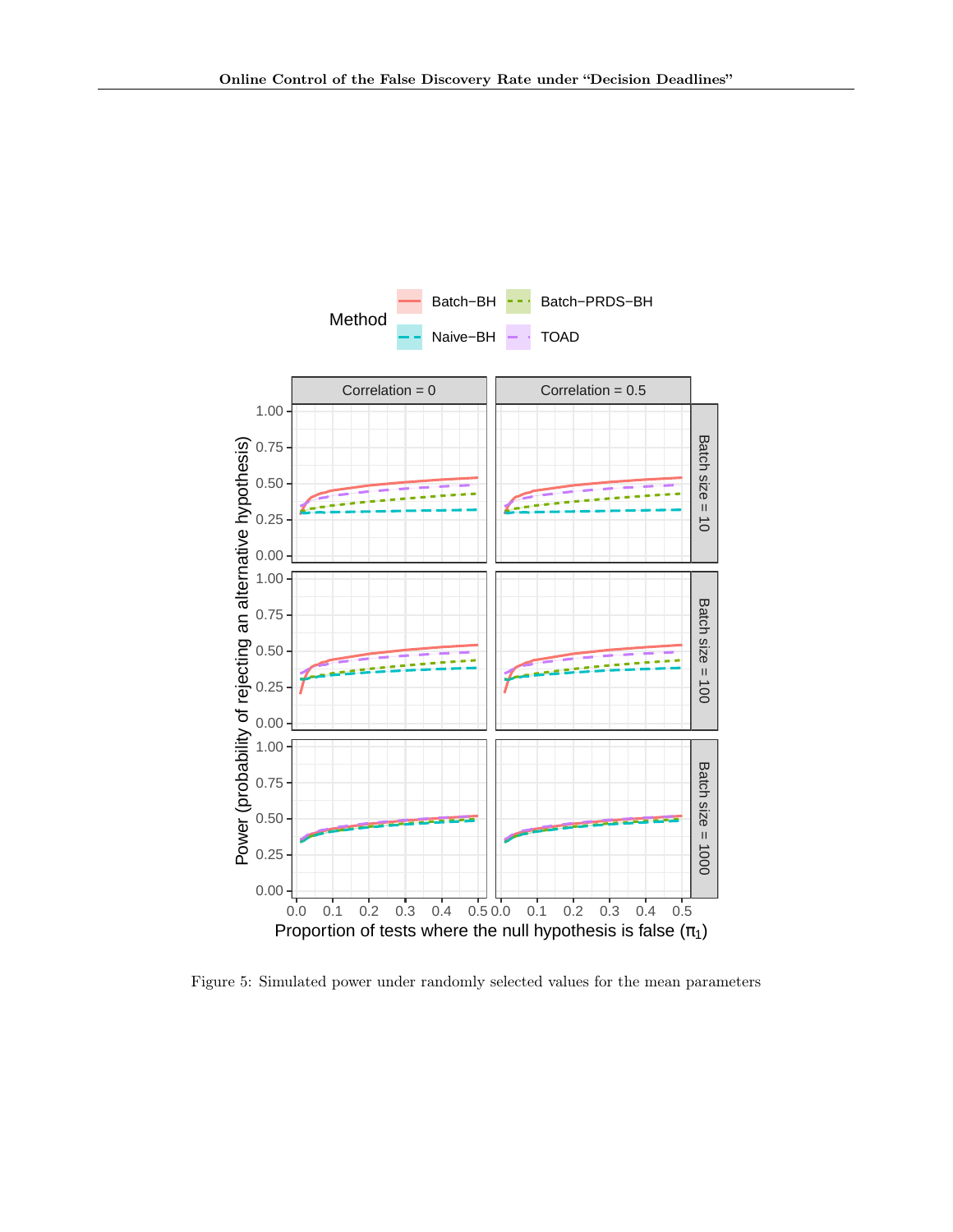Figure 5: Simulated power under randomly selected values for the mean parameters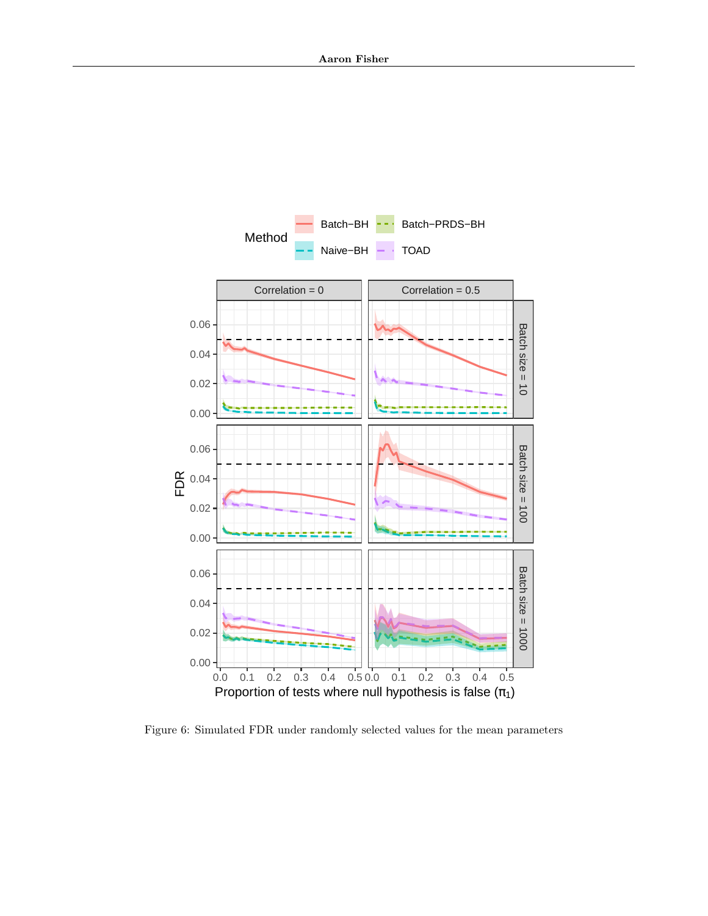Figure 6: Simulated FDR under randomly selected values for the mean parameters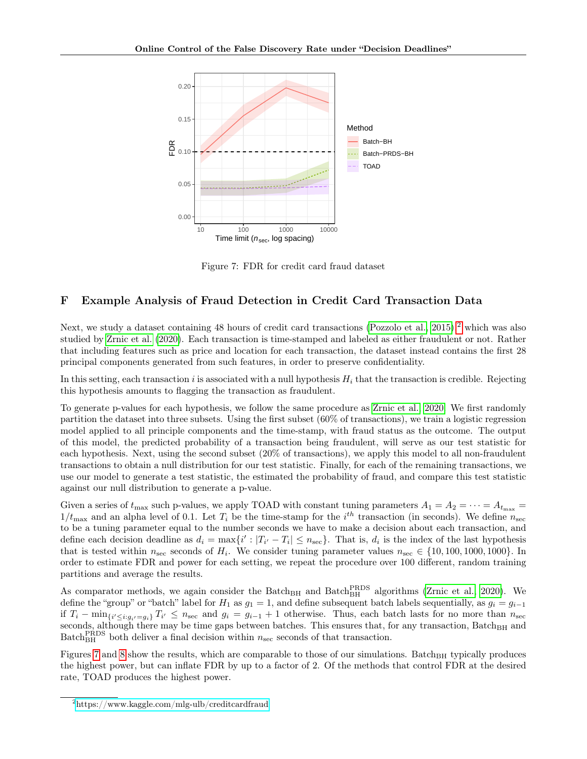Figure 7: FDR for credit card fraud dataset

# F Example Analysis of Fraud Detection in Credit Card Transaction Data

Next, we study a dataset containing 48 hours of credit card transactions (Pozzolo et al., 2015),[2] which was also studied by Zrnic et al. (2020). Each transaction is time-stamped and labeled as either fraudulent or not. Rather that including features such as price and location for each transaction, the dataset instead contains the first 28 principal components generated from such features, in order to preserve confidentiality.

In this setting, each transaction $i$ is associated with a null hypothesis $H_i$ that the transaction is credible. Rejecting this hypothesis amounts to flagging the transaction as fraudulent.

To generate p-values for each hypothesis, we follow the same procedure as Zrnic et al. (2020). We first randomly partition the dataset into three subsets. Using the first subset (60% of transactions), we train a logistic regression model applied to all principle components and the time-stamp, with fraud status as the outcome. The output of this model, the predicted probability of a transaction being fraudulent, will serve as our test statistic for each hypothesis. Next, using the second subset (20% of transactions), we apply this model to all non-fraudulent transactions to obtain a null distribution for our test statistic. Finally, for each of the remaining transactions, we use our model to generate a test statistic, the estimated the probability of fraud, and compare this test statistic against our null distribution to generate a p-value.

Given a series of $t_{\max}$ such p-values, we apply TOAD with constant tuning parameters $A_1 = A_2 = \cdots = A_{t_{\max}} = 1/t_{\max}$ and an alpha level of 0.1. Let $T_i$ be the time-stamp for the $i^{th}$ transaction (in seconds). We define $n_{\text{sec}}$ to be a tuning parameter equal to the number seconds we have to make a decision about each transaction, and define each decision deadline as $d_i = \max\{i' : |T_{i'} - T_i| \le n_{\text{sec}}\}$. That is, $d_i$ is the index of the last hypothesis that is tested within $n_{\text{sec}}$ seconds of $H_i$. We consider tuning parameter values $n_{\text{sec}} \in \{10, 100, 1000, 1000\}$. In order to estimate FDR and power for each setting, we repeat the procedure over 100 different, random training partitions and average the results.

As comparator methods, we again consider the $\text{Batch}_{\text{BH}}$ and $\text{Batch}_{\text{BH}}^{\text{PRDS}}$ algorithms (Zrnic et al., 2020). We define the "group" or "batch" label for $H_1$ as $g_1 = 1$, and define subsequent batch labels sequentially, as $g_i = g_{i-1}$ if $T_i - \min_{\{i' \le i: g_{i'} = g_i\}} T_{i'} \le n_{\text{sec}}$ and $g_i = g_{i-1} + 1$ otherwise. Thus, each batch lasts for no more than $n_{\text{sec}}$ seconds, although there may be time gaps between batches. This ensures that, for any transaction, $\text{Batch}_{\text{BH}}$ and $\text{Batch}_{\text{BH}}^{\text{PRDS}}$ both deliver a final decision within $n_{\text{sec}}$ seconds of that transaction.

Figures 7 and 8 show the results, which are comparable to those of our simulations. $\text{Batch}_{\text{BH}}$ typically produces the highest power, but can inflate FDR by up to a factor of 2. Of the methods that control FDR at the desired rate, TOAD produces the highest power.

[2] https://www.kaggle.com/mlg-ulb/creditcardfraud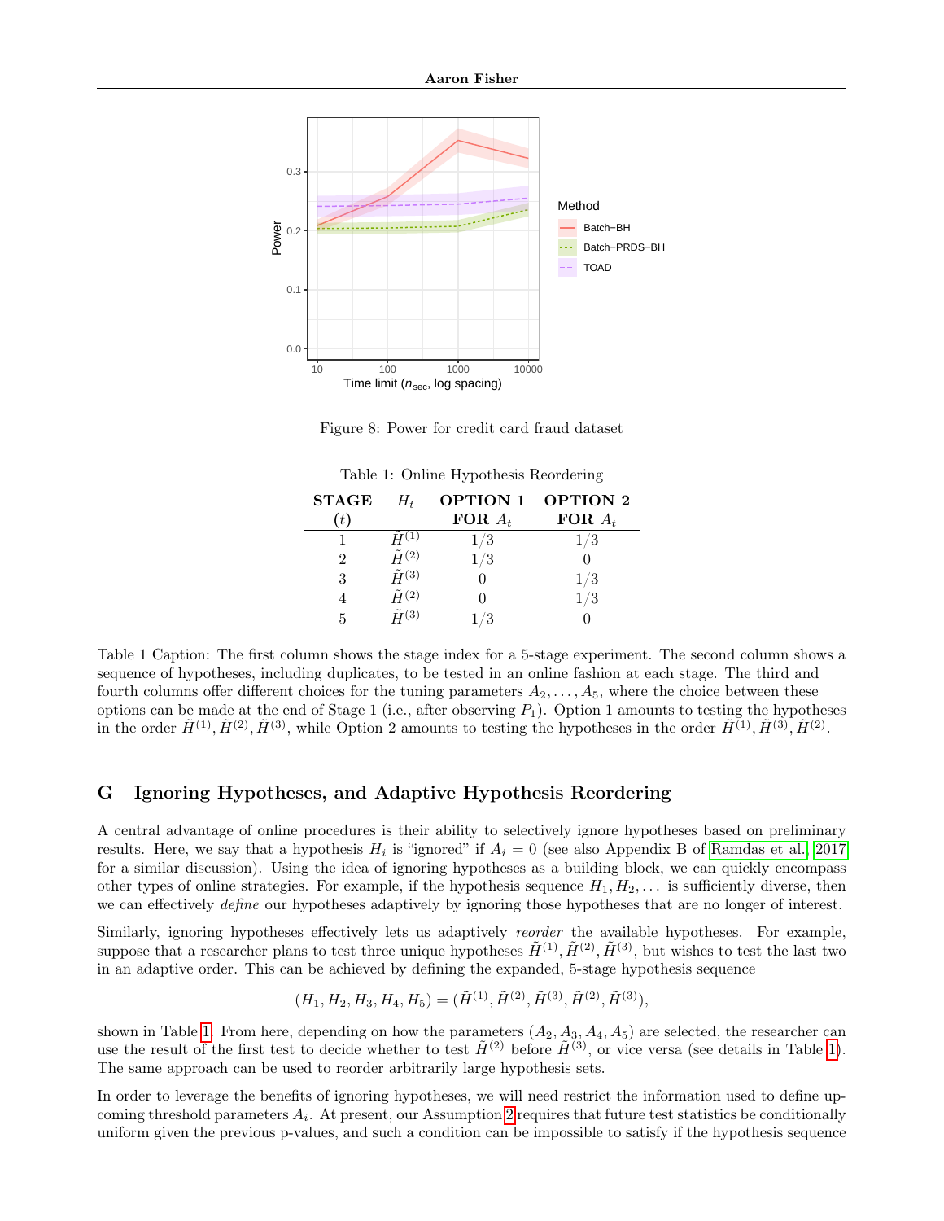Figure 8: Power for credit card fraud dataset

Table 1: Online Hypothesis Reordering

| STAGE ($t$) | $H_t$ | OPTION 1 FOR $A_t$ | OPTION 2 FOR $A_t$ |
|---|---|---|---|
| 1 | $\tilde{H}^{(1)}$ | 1/3 | 1/3 |
| 2 | $\tilde{H}^{(2)}$ | 1/3 | 0 |
| 3 | $\tilde{H}^{(3)}$ | 0 | 1/3 |
| 4 | $\tilde{H}^{(2)}$ | 0 | 1/3 |
| 5 | $\tilde{H}^{(3)}$ | 1/3 | 0 |

Table 1 Caption: The first column shows the stage index for a 5-stage experiment. The second column shows a sequence of hypotheses, including duplicates, to be tested in an online fashion at each stage. The third and fourth columns offer different choices for the tuning parameters $A_2, \ldots, A_5$, where the choice between these options can be made at the end of Stage 1 (i.e., after observing $P_1$). Option 1 amounts to testing the hypotheses in the order $\tilde{H}^{(1)}, \tilde{H}^{(2)}, \tilde{H}^{(3)}$, while Option 2 amounts to testing the hypotheses in the order $\tilde{H}^{(1)}, \tilde{H}^{(3)}, \tilde{H}^{(2)}$.

## G Ignoring Hypotheses, and Adaptive Hypothesis Reordering

A central advantage of online procedures is their ability to selectively ignore hypotheses based on preliminary results. Here, we say that a hypothesis $H_i$ is "ignored" if $A_i = 0$ (see also Appendix B of Ramdas et al. 2017 for a similar discussion). Using the idea of ignoring hypotheses as a building block, we can quickly encompass other types of online strategies. For example, if the hypothesis sequence $H_1, H_2, \ldots$ is sufficiently diverse, then we can effectively *define* our hypotheses adaptively by ignoring those hypotheses that are no longer of interest.

Similarly, ignoring hypotheses effectively lets us adaptively *reorder* the available hypotheses. For example, suppose that a researcher plans to test three unique hypotheses $\tilde{H}^{(1)}, \tilde{H}^{(2)}, \tilde{H}^{(3)}$, but wishes to test the last two in an adaptive order. This can be achieved by defining the expanded, 5-stage hypothesis sequence

$$(H_1, H_2, H_3, H_4, H_5) = (\tilde{H}^{(1)}, \tilde{H}^{(2)}, \tilde{H}^{(3)}, \tilde{H}^{(2)}, \tilde{H}^{(3)}),$$

shown in Table 1. From here, depending on how the parameters $(A_2, A_3, A_4, A_5)$ are selected, the researcher can use the result of the first test to decide whether to test $\tilde{H}^{(2)}$ before $\tilde{H}^{(3)}$, or vice versa (see details in Table 1). The same approach can be used to reorder arbitrarily large hypothesis sets.

In order to leverage the benefits of ignoring hypotheses, we will need restrict the information used to define upcoming threshold parameters $A_i$. At present, our Assumption 2 requires that future test statistics be conditionally uniform given the previous p-values, and such a condition can be impossible to satisfy if the hypothesis sequence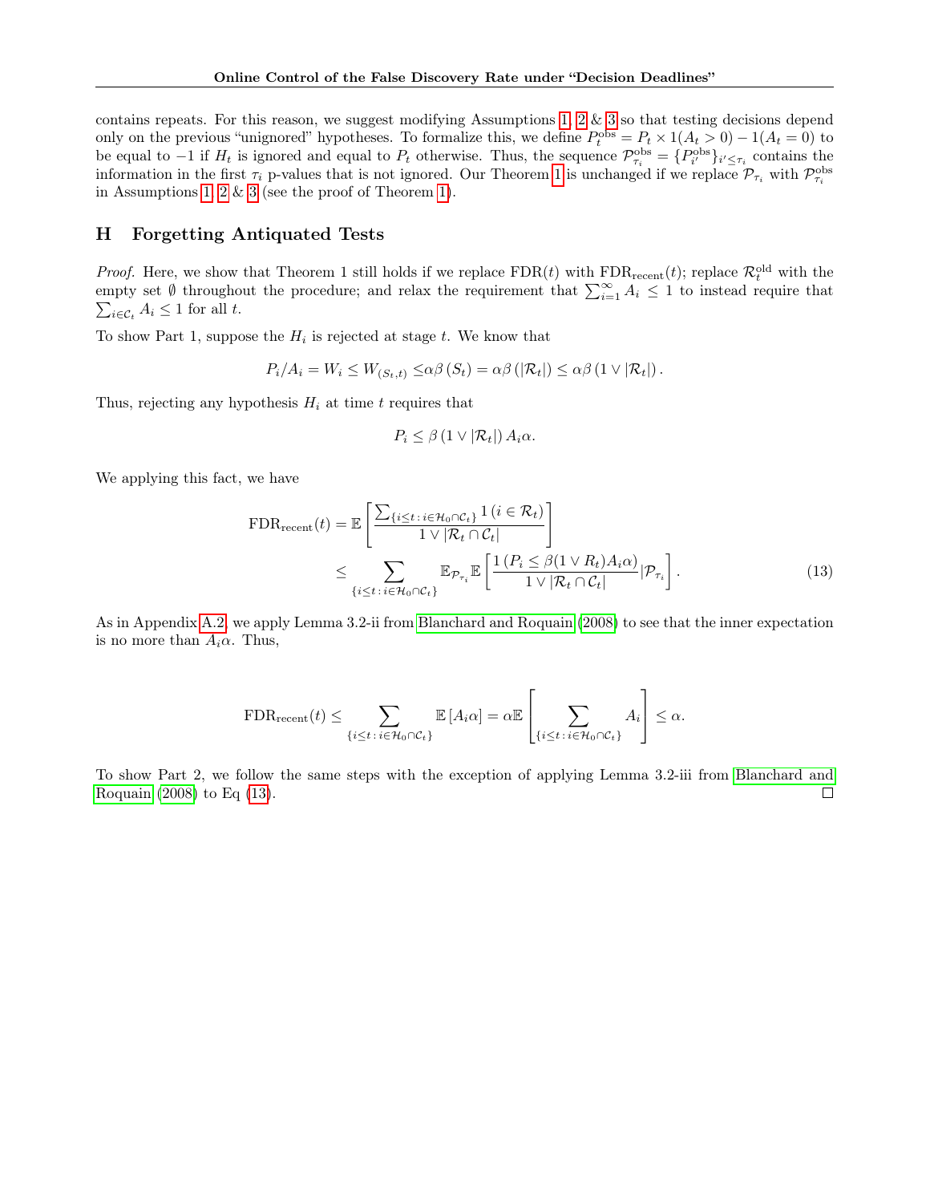contains repeats. For this reason, we suggest modifying Assumptions 1, 2 & 3 so that testing decisions depend only on the previous "unignored" hypotheses. To formalize this, we define $P_t^{\text{obs}} = P_t \times 1(A_t > 0) - 1(A_t = 0)$ to be equal to $-1$ if $H_t$ is ignored and equal to $P_t$ otherwise. Thus, the sequence $\mathcal{P}_{\tau_i}^{\text{obs}} = \{P_{i'}^{\text{obs}}\}_{i' \leq \tau_i}$ contains the information in the first $\tau_i$ p-values that is not ignored. Our Theorem 1 is unchanged if we replace $\mathcal{P}_{\tau_i}$ with $\mathcal{P}_{\tau_i}^{\text{obs}}$ in Assumptions 1, 2 & 3 (see the proof of Theorem 1).

## H Forgetting Antiquated Tests

*Proof.* Here, we show that Theorem 1 still holds if we replace $\text{FDR}(t)$ with $\text{FDR}_{\text{recent}}(t)$; replace $\mathcal{R}_t^{\text{old}}$ with the empty set $\emptyset$ throughout the procedure; and relax the requirement that $\sum_{i=1}^{\infty} A_i \leq 1$ to instead require that $\sum_{i \in \mathcal{C}_t} A_i \leq 1$ for all $t$.

To show Part 1, suppose the $H_i$ is rejected at stage $t$. We know that

$$P_i/A_i = W_i \leq W_{(S_t,t)} \leq \alpha\beta\left(S_t\right) = \alpha\beta\left(|\mathcal{R}_t|\right) \leq \alpha\beta\left(1 \vee |\mathcal{R}_t|\right).$$

Thus, rejecting any hypothesis $H_i$ at time $t$ requires that

$$P_i \leq \beta\left(1 \vee |\mathcal{R}_t|\right) A_i \alpha.$$

We applying this fact, we have

$$\begin{aligned}
\text{FDR}_{\text{recent}}(t) &= \mathbb{E}\left[\frac{\sum_{\{i \leq t \,:\, i \in \mathcal{H}_0 \cap \mathcal{C}_t\}} 1\left(i \in \mathcal{R}_t\right)}{1 \vee |\mathcal{R}_t \cap \mathcal{C}_t|}\right] \\
&\leq \sum_{\{i \leq t \,:\, i \in \mathcal{H}_0 \cap \mathcal{C}_t\}} \mathbb{E}_{\mathcal{P}_{\tau_i}} \mathbb{E}\left[\frac{1\left(P_i \leq \beta(1 \vee R_t) A_i \alpha\right)}{1 \vee |\mathcal{R}_t \cap \mathcal{C}_t|} | \mathcal{P}_{\tau_i}\right].
\end{aligned} \tag{13}$$

As in Appendix A.2, we apply Lemma 3.2-ii from Blanchard and Roquain (2008) to see that the inner expectation is no more than $A_i\alpha$. Thus,

$$\text{FDR}_{\text{recent}}(t) \leq \sum_{\{i \leq t \,:\, i \in \mathcal{H}_0 \cap \mathcal{C}_t\}} \mathbb{E}\left[A_i \alpha\right] = \alpha \mathbb{E}\left[\sum_{\{i \leq t \,:\, i \in \mathcal{H}_0 \cap \mathcal{C}_t\}} A_i\right] \leq \alpha.$$

To show Part 2, we follow the same steps with the exception of applying Lemma 3.2-iii from Blanchard and Roquain (2008) to Eq (13). ◻